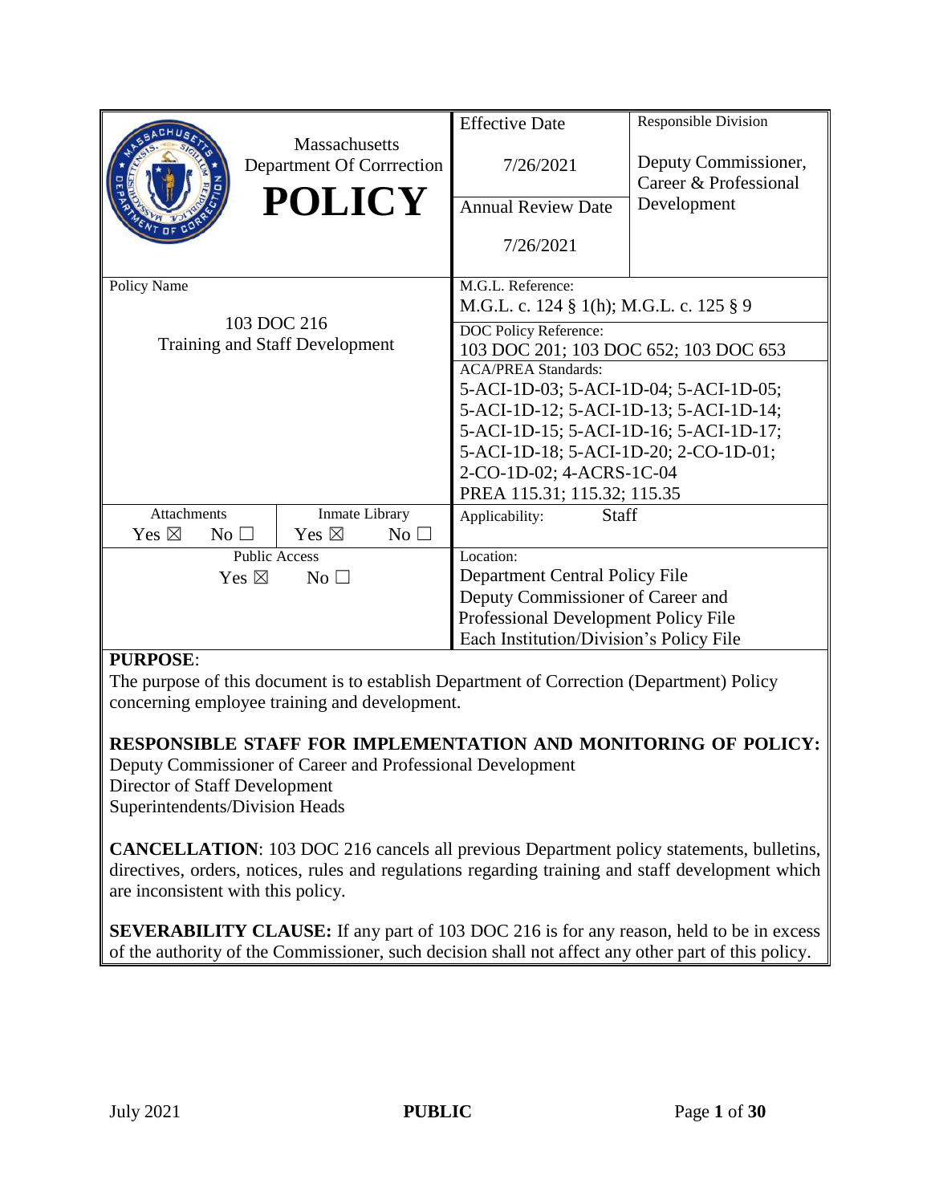| Massachusetts Department Of Corrrection **POLICY** | Effective Date<br>7/26/2021<br>Annual Review Date<br>7/26/2021 | Responsible Division<br>Deputy Commissioner, Career & Professional Development |
|---|---|---|
| Policy Name<br>103 DOC 216<br>Training and Staff Development | M.G.L. Reference:<br>M.G.L. c. 124 § 1(h); M.G.L. c. 125 § 9<br>DOC Policy Reference:<br>103 DOC 201; 103 DOC 652; 103 DOC 653<br>ACA/PREA Standards:<br>5-ACI-1D-03; 5-ACI-1D-04; 5-ACI-1D-05; 5-ACI-1D-12; 5-ACI-1D-13; 5-ACI-1D-14; 5-ACI-1D-15; 5-ACI-1D-16; 5-ACI-1D-17; 5-ACI-1D-18; 5-ACI-1D-20; 2-CO-1D-01; 2-CO-1D-02; 4-ACRS-1C-04<br>PREA 115.31; 115.32; 115.35 | |
| Attachments: Yes ☒ No ☐ — Inmate Library: Yes ☒ No ☐ | Applicability: Staff | |
| Public Access: Yes ☒ No ☐ | Location:<br>Department Central Policy File<br>Deputy Commissioner of Career and Professional Development Policy File<br>Each Institution/Division's Policy File | |

**PURPOSE**:
The purpose of this document is to establish Department of Correction (Department) Policy concerning employee training and development.

**RESPONSIBLE STAFF FOR IMPLEMENTATION AND MONITORING OF POLICY:**
Deputy Commissioner of Career and Professional Development
Director of Staff Development
Superintendents/Division Heads

**CANCELLATION**: 103 DOC 216 cancels all previous Department policy statements, bulletins, directives, orders, notices, rules and regulations regarding training and staff development which are inconsistent with this policy.

**SEVERABILITY CLAUSE:** If any part of 103 DOC 216 is for any reason, held to be in excess of the authority of the Commissioner, such decision shall not affect any other part of this policy.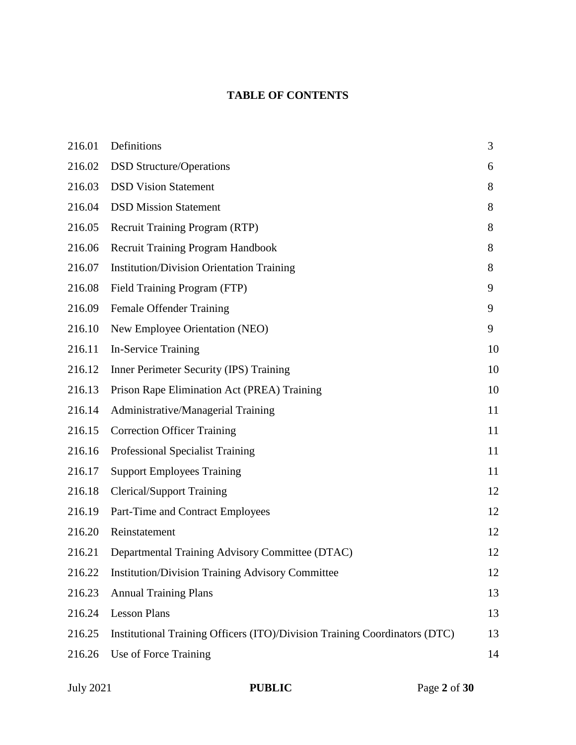# TABLE OF CONTENTS

| | | |
|---|---|---|
| 216.01 | Definitions | 3 |
| 216.02 | DSD Structure/Operations | 6 |
| 216.03 | DSD Vision Statement | 8 |
| 216.04 | DSD Mission Statement | 8 |
| 216.05 | Recruit Training Program (RTP) | 8 |
| 216.06 | Recruit Training Program Handbook | 8 |
| 216.07 | Institution/Division Orientation Training | 8 |
| 216.08 | Field Training Program (FTP) | 9 |
| 216.09 | Female Offender Training | 9 |
| 216.10 | New Employee Orientation (NEO) | 9 |
| 216.11 | In-Service Training | 10 |
| 216.12 | Inner Perimeter Security (IPS) Training | 10 |
| 216.13 | Prison Rape Elimination Act (PREA) Training | 10 |
| 216.14 | Administrative/Managerial Training | 11 |
| 216.15 | Correction Officer Training | 11 |
| 216.16 | Professional Specialist Training | 11 |
| 216.17 | Support Employees Training | 11 |
| 216.18 | Clerical/Support Training | 12 |
| 216.19 | Part-Time and Contract Employees | 12 |
| 216.20 | Reinstatement | 12 |
| 216.21 | Departmental Training Advisory Committee (DTAC) | 12 |
| 216.22 | Institution/Division Training Advisory Committee | 12 |
| 216.23 | Annual Training Plans | 13 |
| 216.24 | Lesson Plans | 13 |
| 216.25 | Institutional Training Officers (ITO)/Division Training Coordinators (DTC) | 13 |
| 216.26 | Use of Force Training | 14 |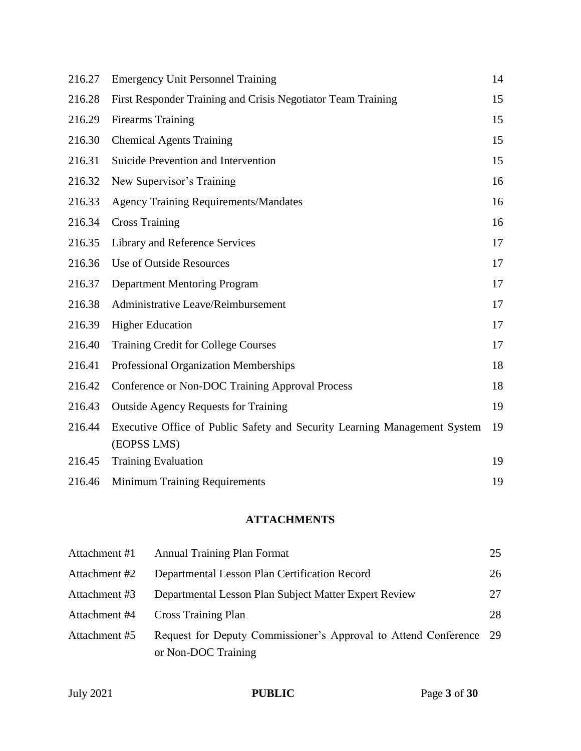| | | |
|---|---|---|
| 216.27 | Emergency Unit Personnel Training | 14 |
| 216.28 | First Responder Training and Crisis Negotiator Team Training | 15 |
| 216.29 | Firearms Training | 15 |
| 216.30 | Chemical Agents Training | 15 |
| 216.31 | Suicide Prevention and Intervention | 15 |
| 216.32 | New Supervisor's Training | 16 |
| 216.33 | Agency Training Requirements/Mandates | 16 |
| 216.34 | Cross Training | 16 |
| 216.35 | Library and Reference Services | 17 |
| 216.36 | Use of Outside Resources | 17 |
| 216.37 | Department Mentoring Program | 17 |
| 216.38 | Administrative Leave/Reimbursement | 17 |
| 216.39 | Higher Education | 17 |
| 216.40 | Training Credit for College Courses | 17 |
| 216.41 | Professional Organization Memberships | 18 |
| 216.42 | Conference or Non-DOC Training Approval Process | 18 |
| 216.43 | Outside Agency Requests for Training | 19 |
| 216.44 | Executive Office of Public Safety and Security Learning Management System (EOPSS LMS) | 19 |
| 216.45 | Training Evaluation | 19 |
| 216.46 | Minimum Training Requirements | 19 |

**ATTACHMENTS**

| | | |
|---|---|---|
| Attachment #1 | Annual Training Plan Format | 25 |
| Attachment #2 | Departmental Lesson Plan Certification Record | 26 |
| Attachment #3 | Departmental Lesson Plan Subject Matter Expert Review | 27 |
| Attachment #4 | Cross Training Plan | 28 |
| Attachment #5 | Request for Deputy Commissioner's Approval to Attend Conference or Non-DOC Training | 29 |

July 2021 **PUBLIC**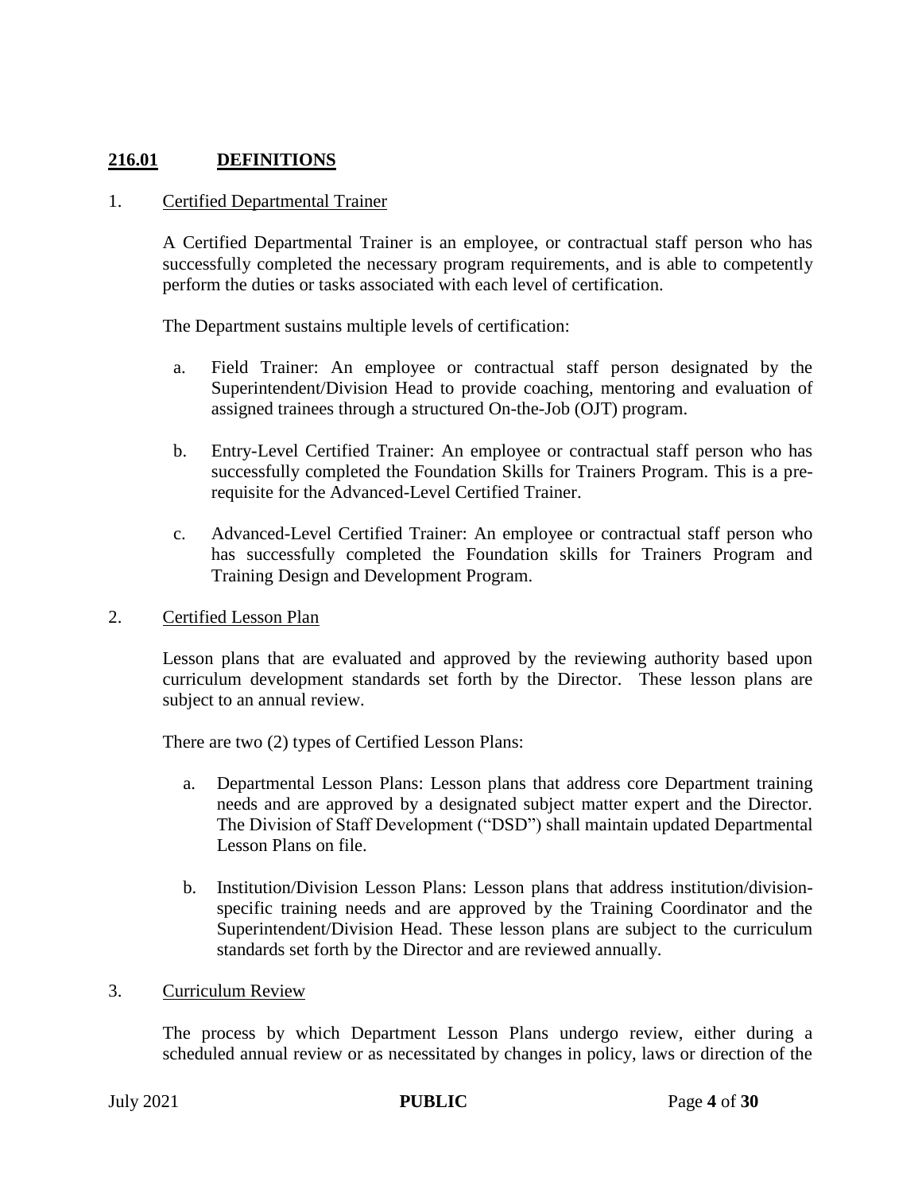## 216.01 DEFINITIONS

1. Certified Departmental Trainer

   A Certified Departmental Trainer is an employee, or contractual staff person who has successfully completed the necessary program requirements, and is able to competently perform the duties or tasks associated with each level of certification.

   The Department sustains multiple levels of certification:

   a. Field Trainer: An employee or contractual staff person designated by the Superintendent/Division Head to provide coaching, mentoring and evaluation of assigned trainees through a structured On-the-Job (OJT) program.

   b. Entry-Level Certified Trainer: An employee or contractual staff person who has successfully completed the Foundation Skills for Trainers Program. This is a pre-requisite for the Advanced-Level Certified Trainer.

   c. Advanced-Level Certified Trainer: An employee or contractual staff person who has successfully completed the Foundation skills for Trainers Program and Training Design and Development Program.

2. Certified Lesson Plan

   Lesson plans that are evaluated and approved by the reviewing authority based upon curriculum development standards set forth by the Director. These lesson plans are subject to an annual review.

   There are two (2) types of Certified Lesson Plans:

   a. Departmental Lesson Plans: Lesson plans that address core Department training needs and are approved by a designated subject matter expert and the Director. The Division of Staff Development ("DSD") shall maintain updated Departmental Lesson Plans on file.

   b. Institution/Division Lesson Plans: Lesson plans that address institution/division-specific training needs and are approved by the Training Coordinator and the Superintendent/Division Head. These lesson plans are subject to the curriculum standards set forth by the Director and are reviewed annually.

3. Curriculum Review

   The process by which Department Lesson Plans undergo review, either during a scheduled annual review or as necessitated by changes in policy, laws or direction of the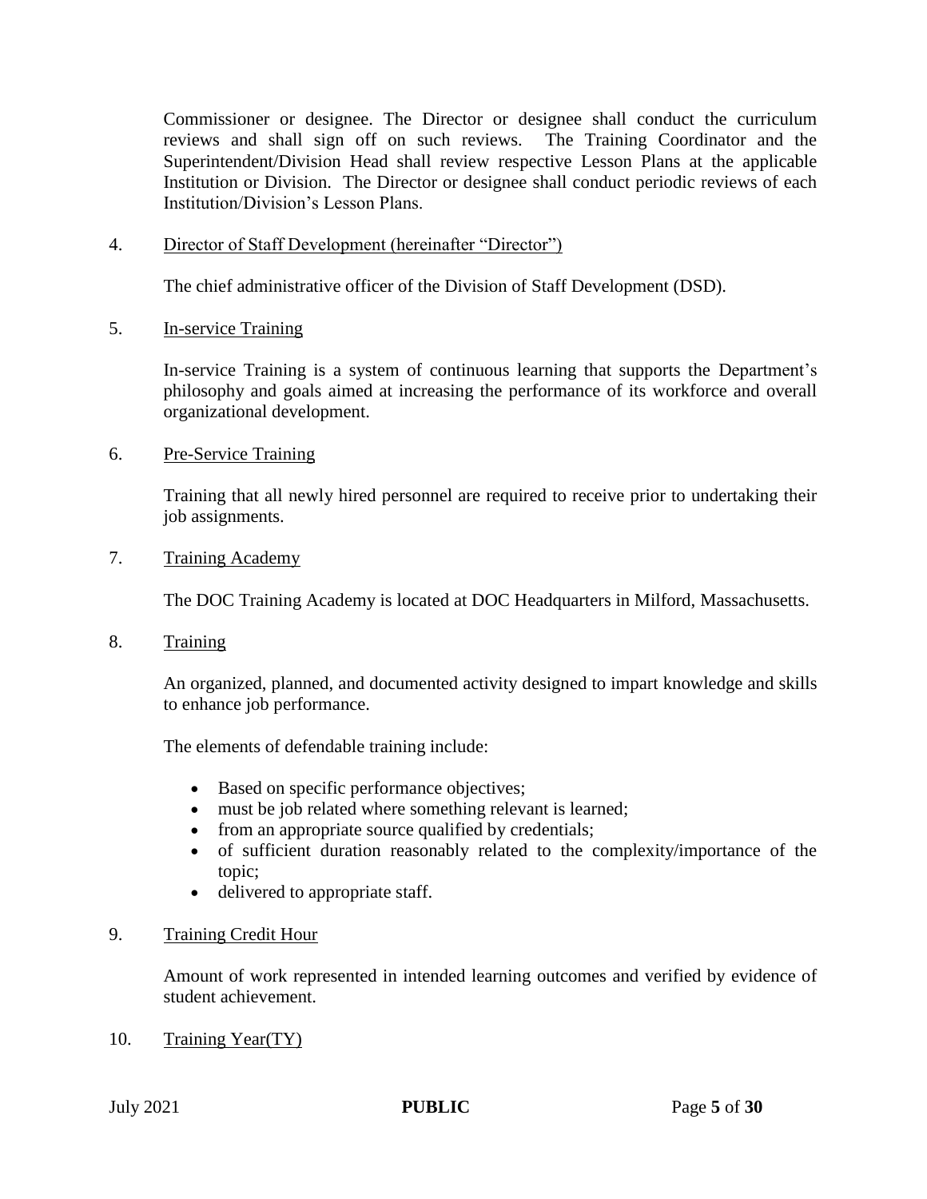Commissioner or designee. The Director or designee shall conduct the curriculum reviews and shall sign off on such reviews. The Training Coordinator and the Superintendent/Division Head shall review respective Lesson Plans at the applicable Institution or Division. The Director or designee shall conduct periodic reviews of each Institution/Division's Lesson Plans.

4. Director of Staff Development (hereinafter "Director")

   The chief administrative officer of the Division of Staff Development (DSD).

5. In-service Training

   In-service Training is a system of continuous learning that supports the Department's philosophy and goals aimed at increasing the performance of its workforce and overall organizational development.

6. Pre-Service Training

   Training that all newly hired personnel are required to receive prior to undertaking their job assignments.

7. Training Academy

   The DOC Training Academy is located at DOC Headquarters in Milford, Massachusetts.

8. Training

   An organized, planned, and documented activity designed to impart knowledge and skills to enhance job performance.

   The elements of defendable training include:

   - Based on specific performance objectives;
   - must be job related where something relevant is learned;
   - from an appropriate source qualified by credentials;
   - of sufficient duration reasonably related to the complexity/importance of the topic;
   - delivered to appropriate staff.

9. Training Credit Hour

   Amount of work represented in intended learning outcomes and verified by evidence of student achievement.

10. Training Year(TY)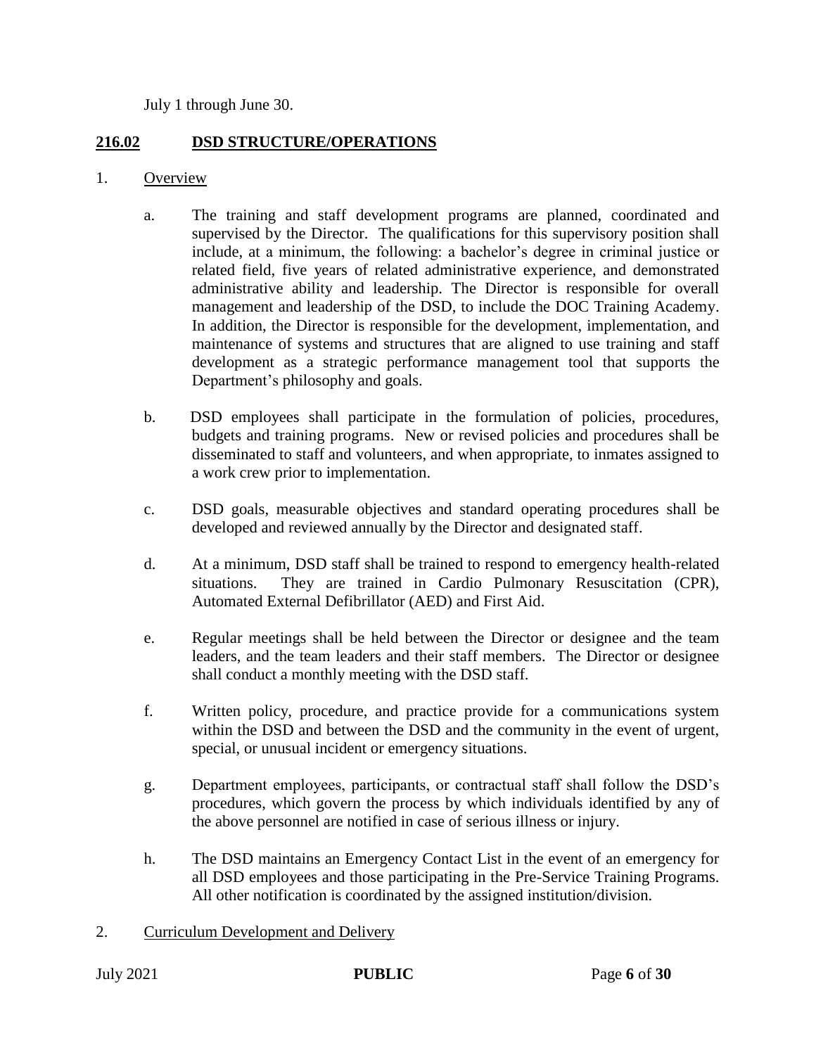July 1 through June 30.

## 216.02 DSD STRUCTURE/OPERATIONS

1. Overview

   a. The training and staff development programs are planned, coordinated and supervised by the Director. The qualifications for this supervisory position shall include, at a minimum, the following: a bachelor's degree in criminal justice or related field, five years of related administrative experience, and demonstrated administrative ability and leadership. The Director is responsible for overall management and leadership of the DSD, to include the DOC Training Academy. In addition, the Director is responsible for the development, implementation, and maintenance of systems and structures that are aligned to use training and staff development as a strategic performance management tool that supports the Department's philosophy and goals.

   b. DSD employees shall participate in the formulation of policies, procedures, budgets and training programs. New or revised policies and procedures shall be disseminated to staff and volunteers, and when appropriate, to inmates assigned to a work crew prior to implementation.

   c. DSD goals, measurable objectives and standard operating procedures shall be developed and reviewed annually by the Director and designated staff.

   d. At a minimum, DSD staff shall be trained to respond to emergency health-related situations. They are trained in Cardio Pulmonary Resuscitation (CPR), Automated External Defibrillator (AED) and First Aid.

   e. Regular meetings shall be held between the Director or designee and the team leaders, and the team leaders and their staff members. The Director or designee shall conduct a monthly meeting with the DSD staff.

   f. Written policy, procedure, and practice provide for a communications system within the DSD and between the DSD and the community in the event of urgent, special, or unusual incident or emergency situations.

   g. Department employees, participants, or contractual staff shall follow the DSD's procedures, which govern the process by which individuals identified by any of the above personnel are notified in case of serious illness or injury.

   h. The DSD maintains an Emergency Contact List in the event of an emergency for all DSD employees and those participating in the Pre-Service Training Programs. All other notification is coordinated by the assigned institution/division.

2. Curriculum Development and Delivery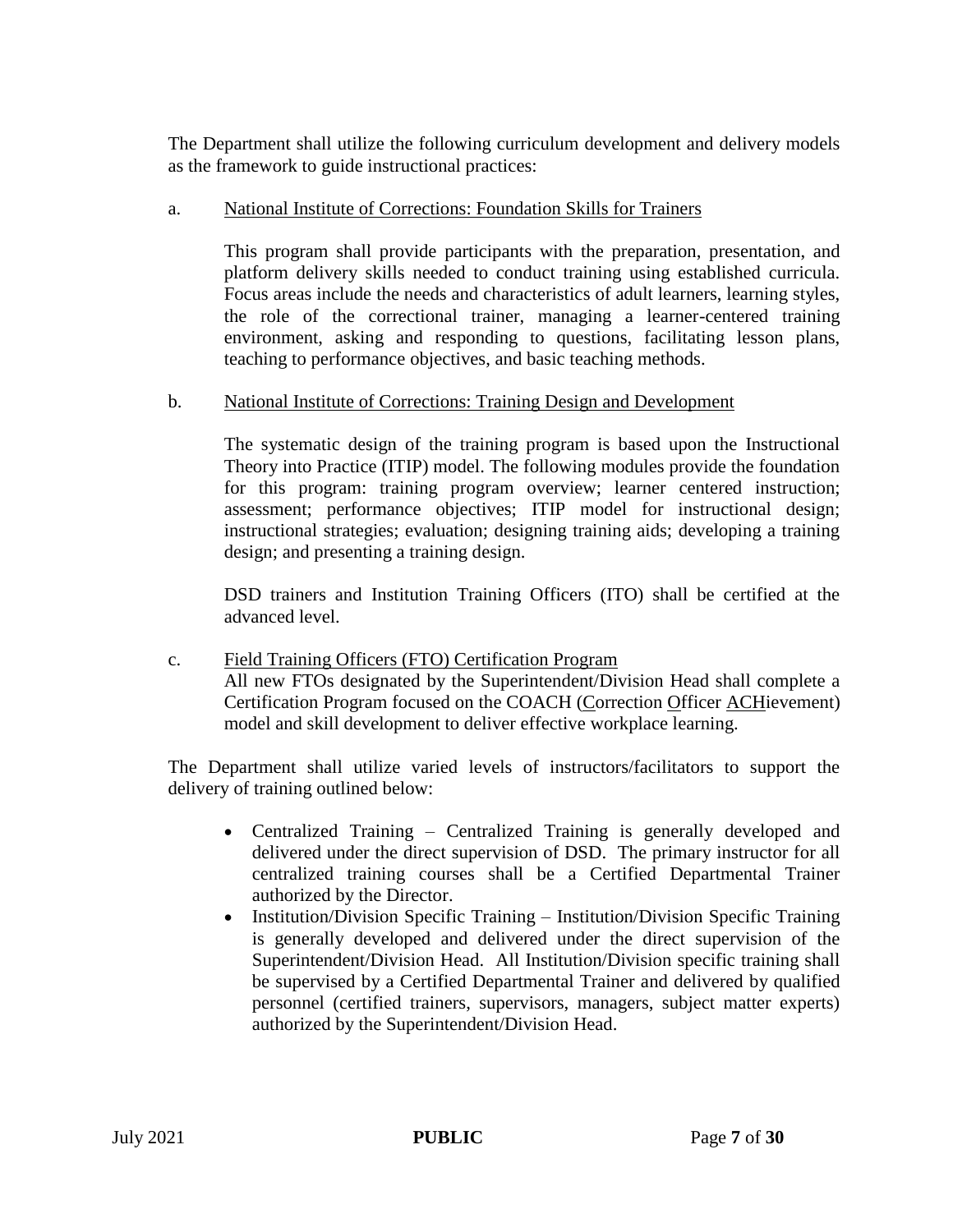The Department shall utilize the following curriculum development and delivery models as the framework to guide instructional practices:

a. National Institute of Corrections: Foundation Skills for Trainers

This program shall provide participants with the preparation, presentation, and platform delivery skills needed to conduct training using established curricula. Focus areas include the needs and characteristics of adult learners, learning styles, the role of the correctional trainer, managing a learner-centered training environment, asking and responding to questions, facilitating lesson plans, teaching to performance objectives, and basic teaching methods.

b. National Institute of Corrections: Training Design and Development

The systematic design of the training program is based upon the Instructional Theory into Practice (ITIP) model. The following modules provide the foundation for this program: training program overview; learner centered instruction; assessment; performance objectives; ITIP model for instructional design; instructional strategies; evaluation; designing training aids; developing a training design; and presenting a training design.

DSD trainers and Institution Training Officers (ITO) shall be certified at the advanced level.

c. Field Training Officers (FTO) Certification Program

All new FTOs designated by the Superintendent/Division Head shall complete a Certification Program focused on the COACH (Correction Officer ACHievement) model and skill development to deliver effective workplace learning.

The Department shall utilize varied levels of instructors/facilitators to support the delivery of training outlined below:

- Centralized Training – Centralized Training is generally developed and delivered under the direct supervision of DSD. The primary instructor for all centralized training courses shall be a Certified Departmental Trainer authorized by the Director.
- Institution/Division Specific Training – Institution/Division Specific Training is generally developed and delivered under the direct supervision of the Superintendent/Division Head. All Institution/Division specific training shall be supervised by a Certified Departmental Trainer and delivered by qualified personnel (certified trainers, supervisors, managers, subject matter experts) authorized by the Superintendent/Division Head.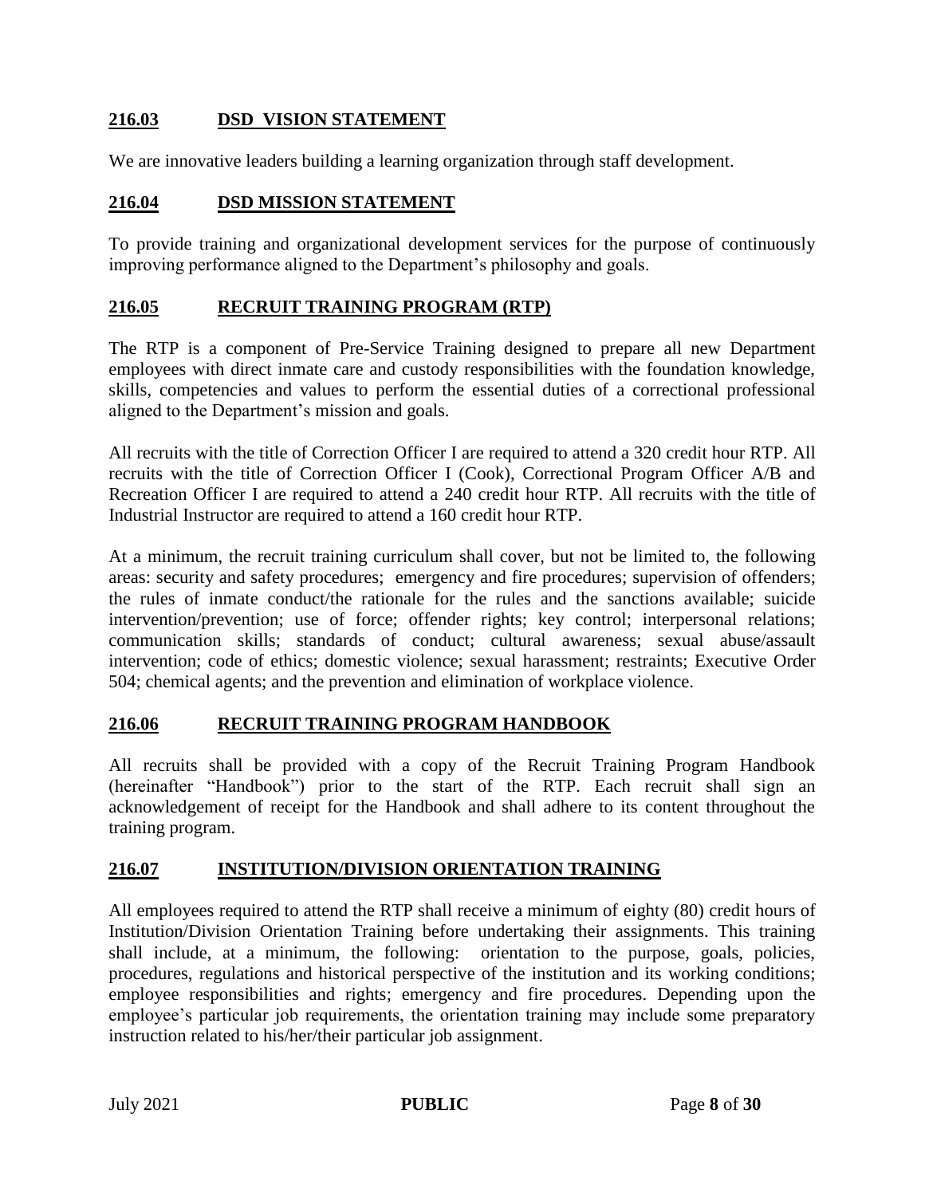## 216.03 DSD VISION STATEMENT

We are innovative leaders building a learning organization through staff development.

## 216.04 DSD MISSION STATEMENT

To provide training and organizational development services for the purpose of continuously improving performance aligned to the Department's philosophy and goals.

## 216.05 RECRUIT TRAINING PROGRAM (RTP)

The RTP is a component of Pre-Service Training designed to prepare all new Department employees with direct inmate care and custody responsibilities with the foundation knowledge, skills, competencies and values to perform the essential duties of a correctional professional aligned to the Department's mission and goals.

All recruits with the title of Correction Officer I are required to attend a 320 credit hour RTP. All recruits with the title of Correction Officer I (Cook), Correctional Program Officer A/B and Recreation Officer I are required to attend a 240 credit hour RTP. All recruits with the title of Industrial Instructor are required to attend a 160 credit hour RTP.

At a minimum, the recruit training curriculum shall cover, but not be limited to, the following areas: security and safety procedures; emergency and fire procedures; supervision of offenders; the rules of inmate conduct/the rationale for the rules and the sanctions available; suicide intervention/prevention; use of force; offender rights; key control; interpersonal relations; communication skills; standards of conduct; cultural awareness; sexual abuse/assault intervention; code of ethics; domestic violence; sexual harassment; restraints; Executive Order 504; chemical agents; and the prevention and elimination of workplace violence.

## 216.06 RECRUIT TRAINING PROGRAM HANDBOOK

All recruits shall be provided with a copy of the Recruit Training Program Handbook (hereinafter "Handbook") prior to the start of the RTP. Each recruit shall sign an acknowledgement of receipt for the Handbook and shall adhere to its content throughout the training program.

## 216.07 INSTITUTION/DIVISION ORIENTATION TRAINING

All employees required to attend the RTP shall receive a minimum of eighty (80) credit hours of Institution/Division Orientation Training before undertaking their assignments. This training shall include, at a minimum, the following: orientation to the purpose, goals, policies, procedures, regulations and historical perspective of the institution and its working conditions; employee responsibilities and rights; emergency and fire procedures. Depending upon the employee's particular job requirements, the orientation training may include some preparatory instruction related to his/her/their particular job assignment.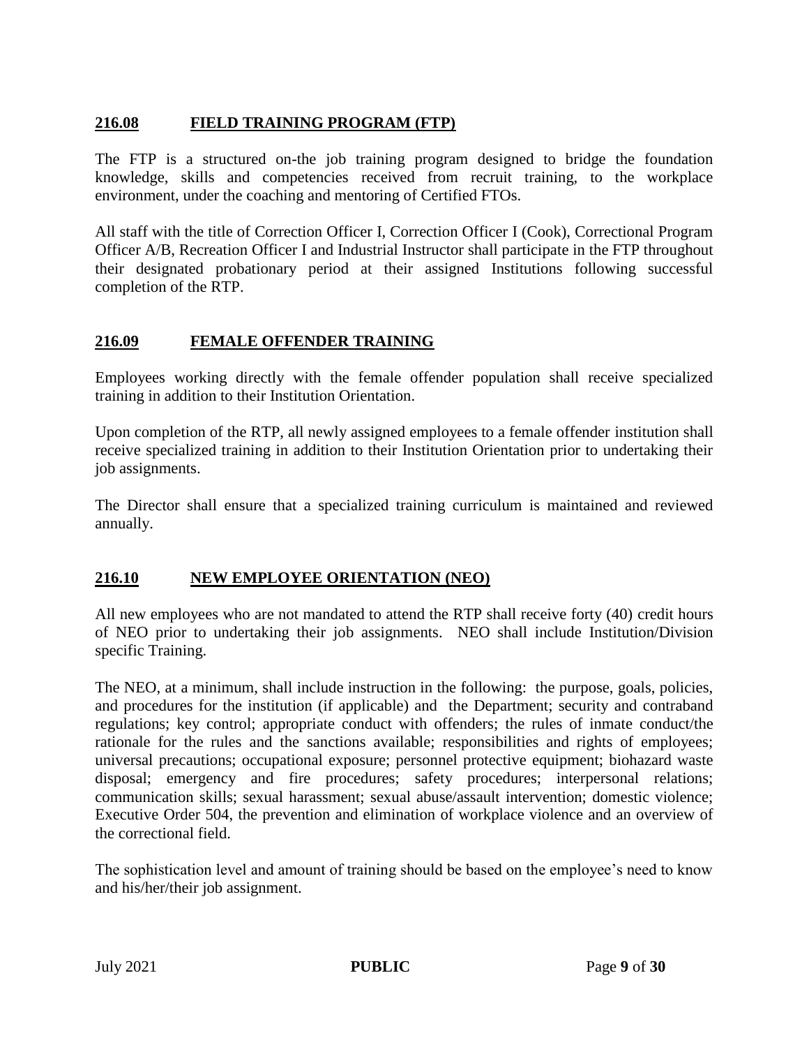## 216.08 FIELD TRAINING PROGRAM (FTP)

The FTP is a structured on-the job training program designed to bridge the foundation knowledge, skills and competencies received from recruit training, to the workplace environment, under the coaching and mentoring of Certified FTOs.

All staff with the title of Correction Officer I, Correction Officer I (Cook), Correctional Program Officer A/B, Recreation Officer I and Industrial Instructor shall participate in the FTP throughout their designated probationary period at their assigned Institutions following successful completion of the RTP.

## 216.09 FEMALE OFFENDER TRAINING

Employees working directly with the female offender population shall receive specialized training in addition to their Institution Orientation.

Upon completion of the RTP, all newly assigned employees to a female offender institution shall receive specialized training in addition to their Institution Orientation prior to undertaking their job assignments.

The Director shall ensure that a specialized training curriculum is maintained and reviewed annually.

## 216.10 NEW EMPLOYEE ORIENTATION (NEO)

All new employees who are not mandated to attend the RTP shall receive forty (40) credit hours of NEO prior to undertaking their job assignments. NEO shall include Institution/Division specific Training.

The NEO, at a minimum, shall include instruction in the following: the purpose, goals, policies, and procedures for the institution (if applicable) and the Department; security and contraband regulations; key control; appropriate conduct with offenders; the rules of inmate conduct/the rationale for the rules and the sanctions available; responsibilities and rights of employees; universal precautions; occupational exposure; personnel protective equipment; biohazard waste disposal; emergency and fire procedures; safety procedures; interpersonal relations; communication skills; sexual harassment; sexual abuse/assault intervention; domestic violence; Executive Order 504, the prevention and elimination of workplace violence and an overview of the correctional field.

The sophistication level and amount of training should be based on the employee's need to know and his/her/their job assignment.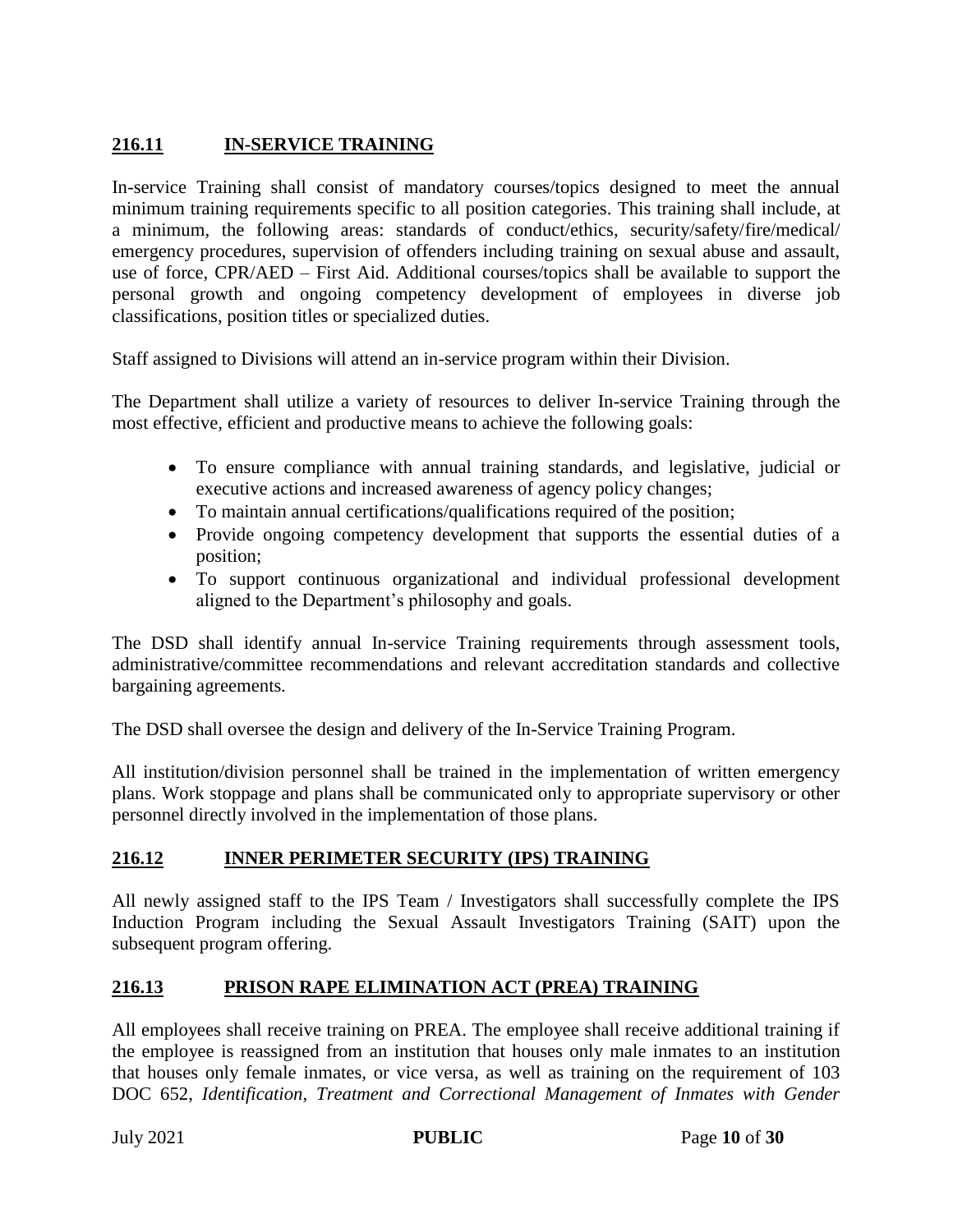## 216.11 IN-SERVICE TRAINING

In-service Training shall consist of mandatory courses/topics designed to meet the annual minimum training requirements specific to all position categories. This training shall include, at a minimum, the following areas: standards of conduct/ethics, security/safety/fire/medical/ emergency procedures, supervision of offenders including training on sexual abuse and assault, use of force, CPR/AED – First Aid. Additional courses/topics shall be available to support the personal growth and ongoing competency development of employees in diverse job classifications, position titles or specialized duties.

Staff assigned to Divisions will attend an in-service program within their Division.

The Department shall utilize a variety of resources to deliver In-service Training through the most effective, efficient and productive means to achieve the following goals:

- To ensure compliance with annual training standards, and legislative, judicial or executive actions and increased awareness of agency policy changes;
- To maintain annual certifications/qualifications required of the position;
- Provide ongoing competency development that supports the essential duties of a position;
- To support continuous organizational and individual professional development aligned to the Department's philosophy and goals.

The DSD shall identify annual In-service Training requirements through assessment tools, administrative/committee recommendations and relevant accreditation standards and collective bargaining agreements.

The DSD shall oversee the design and delivery of the In-Service Training Program.

All institution/division personnel shall be trained in the implementation of written emergency plans. Work stoppage and plans shall be communicated only to appropriate supervisory or other personnel directly involved in the implementation of those plans.

## 216.12 INNER PERIMETER SECURITY (IPS) TRAINING

All newly assigned staff to the IPS Team / Investigators shall successfully complete the IPS Induction Program including the Sexual Assault Investigators Training (SAIT) upon the subsequent program offering.

## 216.13 PRISON RAPE ELIMINATION ACT (PREA) TRAINING

All employees shall receive training on PREA. The employee shall receive additional training if the employee is reassigned from an institution that houses only male inmates to an institution that houses only female inmates, or vice versa, as well as training on the requirement of 103 DOC 652, *Identification, Treatment and Correctional Management of Inmates with Gender*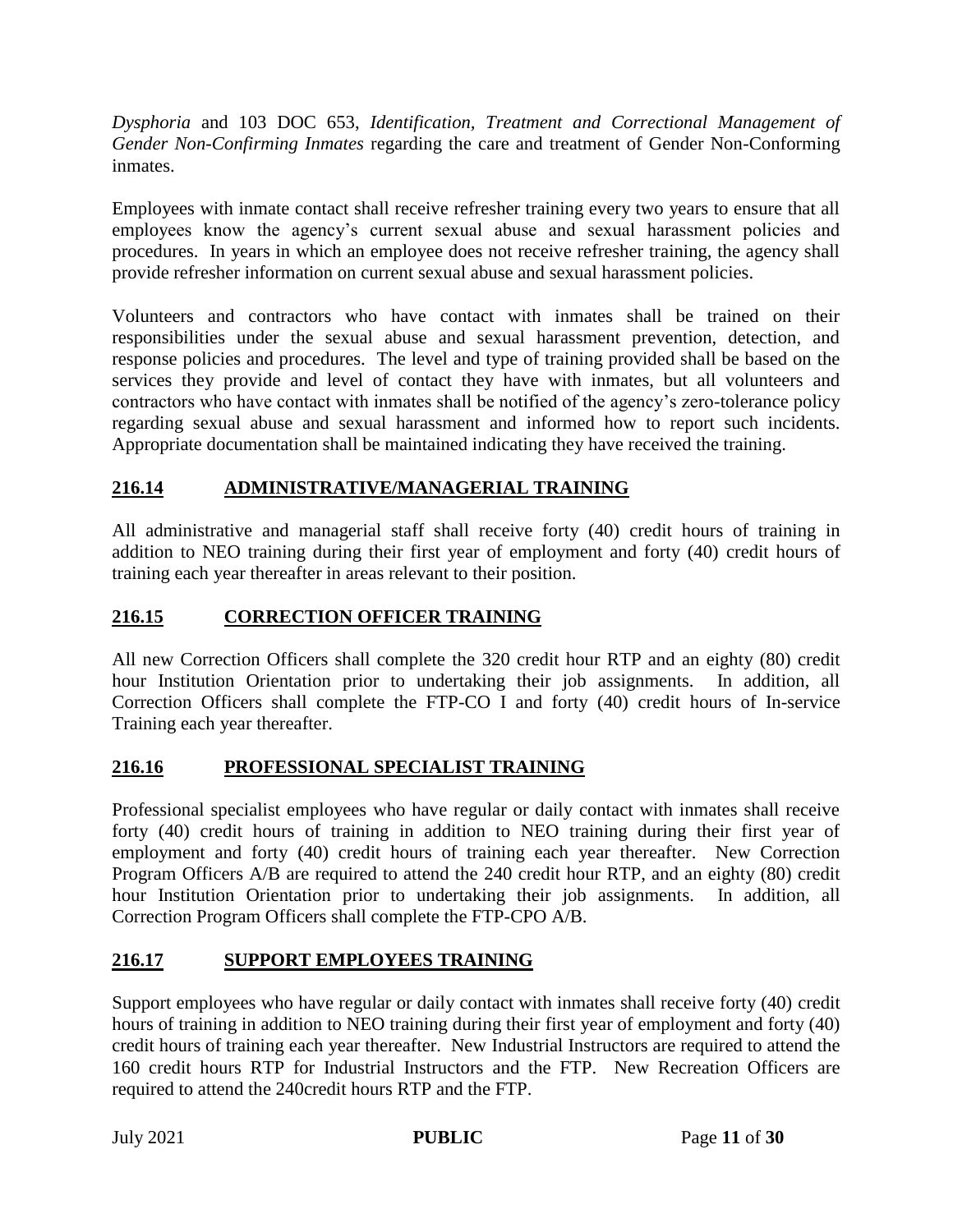*Dysphoria* and 103 DOC 653, *Identification, Treatment and Correctional Management of Gender Non-Confirming Inmates* regarding the care and treatment of Gender Non-Conforming inmates.

Employees with inmate contact shall receive refresher training every two years to ensure that all employees know the agency's current sexual abuse and sexual harassment policies and procedures. In years in which an employee does not receive refresher training, the agency shall provide refresher information on current sexual abuse and sexual harassment policies.

Volunteers and contractors who have contact with inmates shall be trained on their responsibilities under the sexual abuse and sexual harassment prevention, detection, and response policies and procedures. The level and type of training provided shall be based on the services they provide and level of contact they have with inmates, but all volunteers and contractors who have contact with inmates shall be notified of the agency's zero-tolerance policy regarding sexual abuse and sexual harassment and informed how to report such incidents. Appropriate documentation shall be maintained indicating they have received the training.

## 216.14 ADMINISTRATIVE/MANAGERIAL TRAINING

All administrative and managerial staff shall receive forty (40) credit hours of training in addition to NEO training during their first year of employment and forty (40) credit hours of training each year thereafter in areas relevant to their position.

## 216.15 CORRECTION OFFICER TRAINING

All new Correction Officers shall complete the 320 credit hour RTP and an eighty (80) credit hour Institution Orientation prior to undertaking their job assignments. In addition, all Correction Officers shall complete the FTP-CO I and forty (40) credit hours of In-service Training each year thereafter.

## 216.16 PROFESSIONAL SPECIALIST TRAINING

Professional specialist employees who have regular or daily contact with inmates shall receive forty (40) credit hours of training in addition to NEO training during their first year of employment and forty (40) credit hours of training each year thereafter. New Correction Program Officers A/B are required to attend the 240 credit hour RTP, and an eighty (80) credit hour Institution Orientation prior to undertaking their job assignments. In addition, all Correction Program Officers shall complete the FTP-CPO A/B.

## 216.17 SUPPORT EMPLOYEES TRAINING

Support employees who have regular or daily contact with inmates shall receive forty (40) credit hours of training in addition to NEO training during their first year of employment and forty (40) credit hours of training each year thereafter. New Industrial Instructors are required to attend the 160 credit hours RTP for Industrial Instructors and the FTP. New Recreation Officers are required to attend the 240credit hours RTP and the FTP.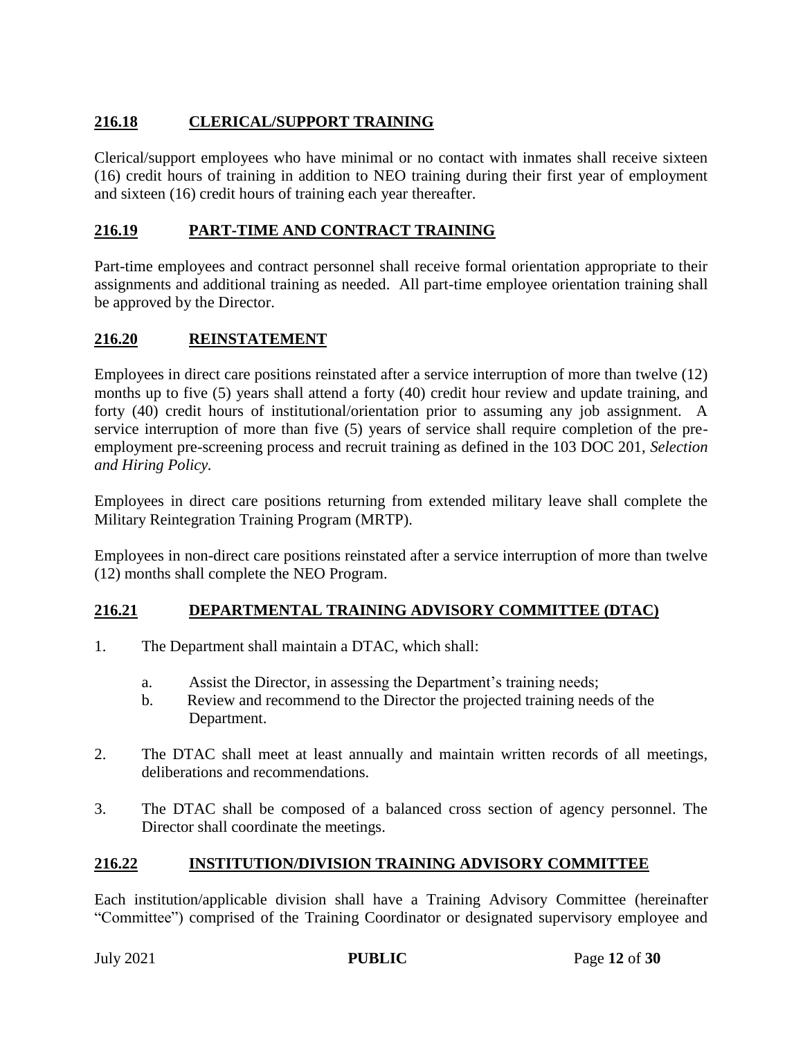## 216.18 CLERICAL/SUPPORT TRAINING

Clerical/support employees who have minimal or no contact with inmates shall receive sixteen (16) credit hours of training in addition to NEO training during their first year of employment and sixteen (16) credit hours of training each year thereafter.

## 216.19 PART-TIME AND CONTRACT TRAINING

Part-time employees and contract personnel shall receive formal orientation appropriate to their assignments and additional training as needed. All part-time employee orientation training shall be approved by the Director.

## 216.20 REINSTATEMENT

Employees in direct care positions reinstated after a service interruption of more than twelve (12) months up to five (5) years shall attend a forty (40) credit hour review and update training, and forty (40) credit hours of institutional/orientation prior to assuming any job assignment. A service interruption of more than five (5) years of service shall require completion of the pre-employment pre-screening process and recruit training as defined in the 103 DOC 201, *Selection and Hiring Policy.*

Employees in direct care positions returning from extended military leave shall complete the Military Reintegration Training Program (MRTP).

Employees in non-direct care positions reinstated after a service interruption of more than twelve (12) months shall complete the NEO Program.

## 216.21 DEPARTMENTAL TRAINING ADVISORY COMMITTEE (DTAC)

1. The Department shall maintain a DTAC, which shall:

   a. Assist the Director, in assessing the Department's training needs;
   b. Review and recommend to the Director the projected training needs of the Department.

2. The DTAC shall meet at least annually and maintain written records of all meetings, deliberations and recommendations.

3. The DTAC shall be composed of a balanced cross section of agency personnel. The Director shall coordinate the meetings.

## 216.22 INSTITUTION/DIVISION TRAINING ADVISORY COMMITTEE

Each institution/applicable division shall have a Training Advisory Committee (hereinafter "Committee") comprised of the Training Coordinator or designated supervisory employee and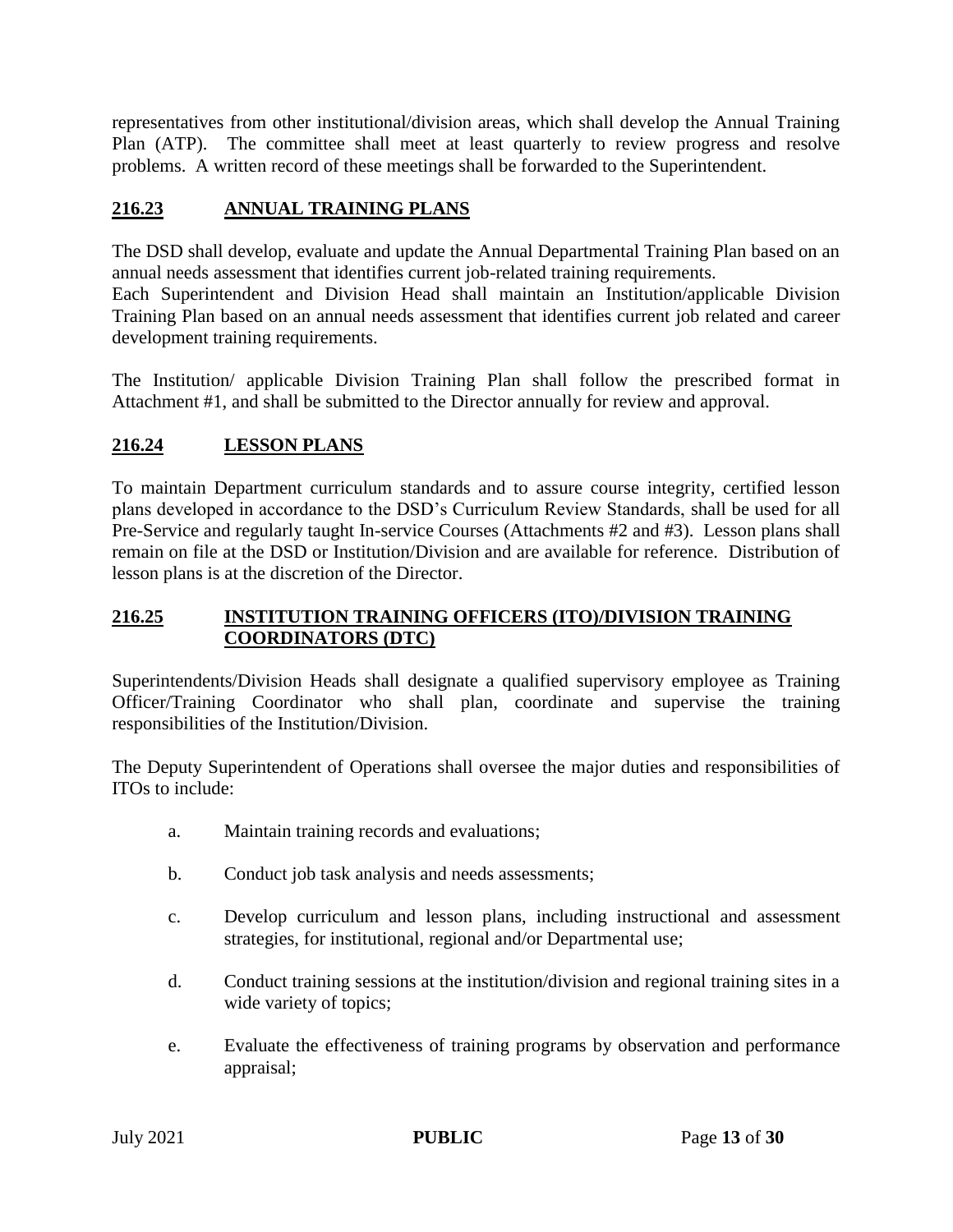representatives from other institutional/division areas, which shall develop the Annual Training Plan (ATP). The committee shall meet at least quarterly to review progress and resolve problems. A written record of these meetings shall be forwarded to the Superintendent.

## 216.23 ANNUAL TRAINING PLANS

The DSD shall develop, evaluate and update the Annual Departmental Training Plan based on an annual needs assessment that identifies current job-related training requirements.
Each Superintendent and Division Head shall maintain an Institution/applicable Division Training Plan based on an annual needs assessment that identifies current job related and career development training requirements.

The Institution/ applicable Division Training Plan shall follow the prescribed format in Attachment #1, and shall be submitted to the Director annually for review and approval.

## 216.24 LESSON PLANS

To maintain Department curriculum standards and to assure course integrity, certified lesson plans developed in accordance to the DSD's Curriculum Review Standards, shall be used for all Pre-Service and regularly taught In-service Courses (Attachments #2 and #3). Lesson plans shall remain on file at the DSD or Institution/Division and are available for reference. Distribution of lesson plans is at the discretion of the Director.

## 216.25 INSTITUTION TRAINING OFFICERS (ITO)/DIVISION TRAINING COORDINATORS (DTC)

Superintendents/Division Heads shall designate a qualified supervisory employee as Training Officer/Training Coordinator who shall plan, coordinate and supervise the training responsibilities of the Institution/Division.

The Deputy Superintendent of Operations shall oversee the major duties and responsibilities of ITOs to include:

a. Maintain training records and evaluations;

b. Conduct job task analysis and needs assessments;

c. Develop curriculum and lesson plans, including instructional and assessment strategies, for institutional, regional and/or Departmental use;

d. Conduct training sessions at the institution/division and regional training sites in a wide variety of topics;

e. Evaluate the effectiveness of training programs by observation and performance appraisal;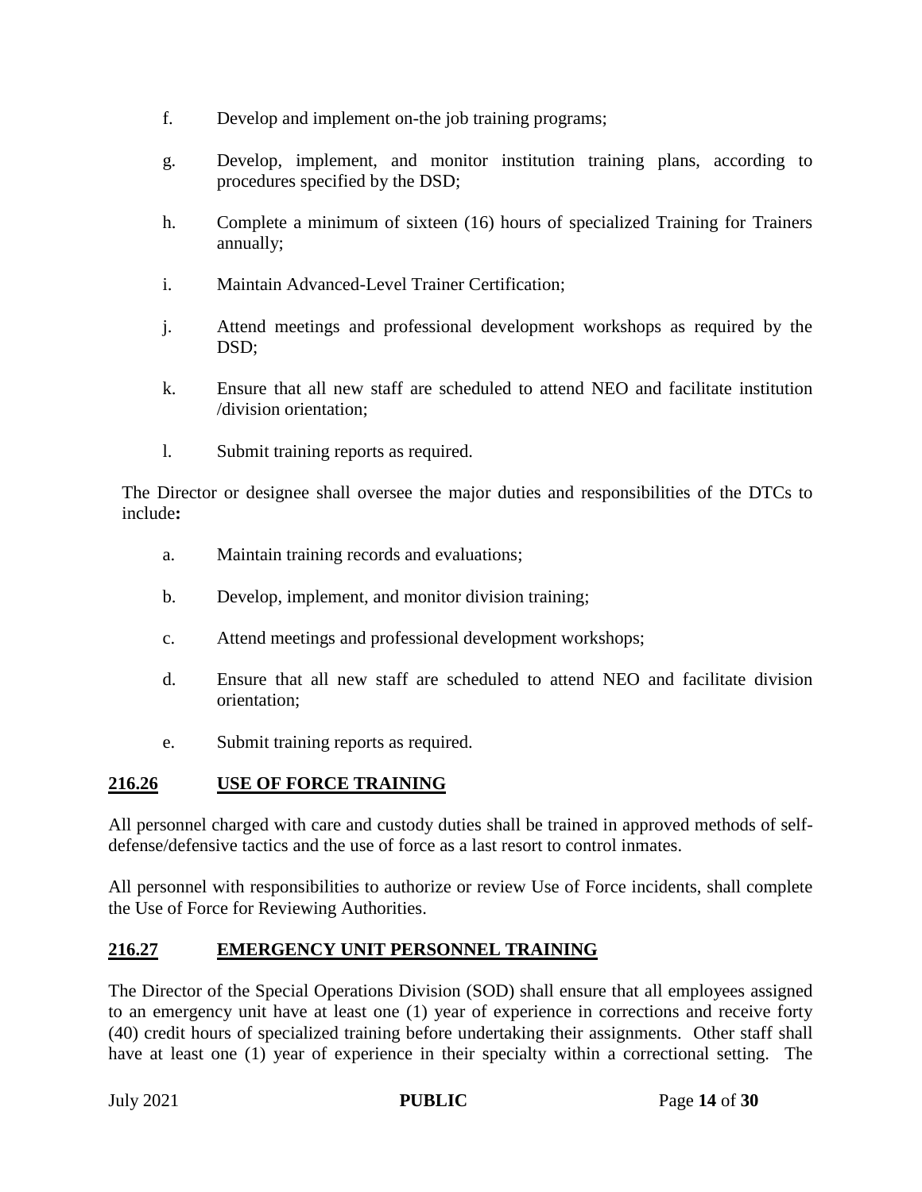f. Develop and implement on-the job training programs;

g. Develop, implement, and monitor institution training plans, according to procedures specified by the DSD;

h. Complete a minimum of sixteen (16) hours of specialized Training for Trainers annually;

i. Maintain Advanced-Level Trainer Certification;

j. Attend meetings and professional development workshops as required by the DSD;

k. Ensure that all new staff are scheduled to attend NEO and facilitate institution /division orientation;

l. Submit training reports as required.

The Director or designee shall oversee the major duties and responsibilities of the DTCs to include**:**

a. Maintain training records and evaluations;

b. Develop, implement, and monitor division training;

c. Attend meetings and professional development workshops;

d. Ensure that all new staff are scheduled to attend NEO and facilitate division orientation;

e. Submit training reports as required.

## 216.26 USE OF FORCE TRAINING

All personnel charged with care and custody duties shall be trained in approved methods of self-defense/defensive tactics and the use of force as a last resort to control inmates.

All personnel with responsibilities to authorize or review Use of Force incidents, shall complete the Use of Force for Reviewing Authorities.

## 216.27 EMERGENCY UNIT PERSONNEL TRAINING

The Director of the Special Operations Division (SOD) shall ensure that all employees assigned to an emergency unit have at least one (1) year of experience in corrections and receive forty (40) credit hours of specialized training before undertaking their assignments. Other staff shall have at least one (1) year of experience in their specialty within a correctional setting. The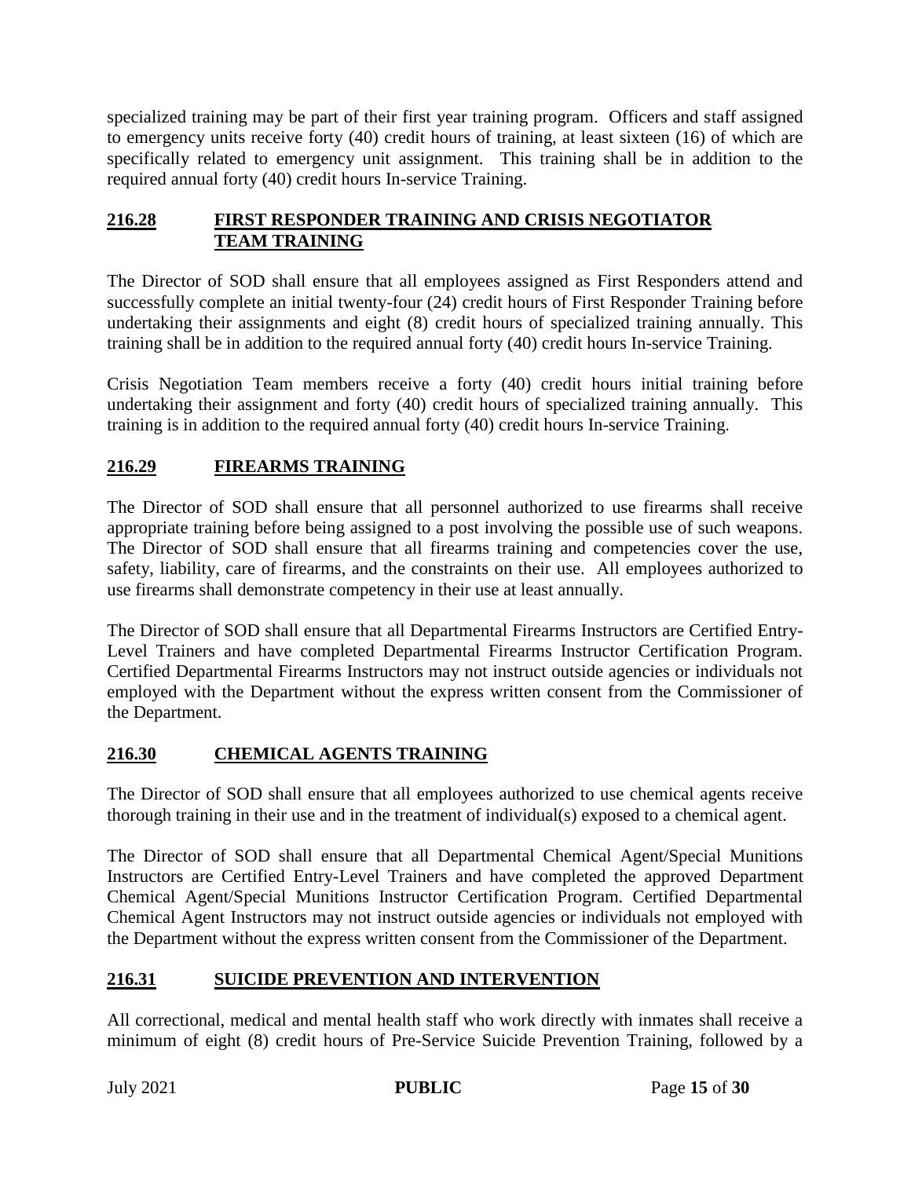specialized training may be part of their first year training program. Officers and staff assigned to emergency units receive forty (40) credit hours of training, at least sixteen (16) of which are specifically related to emergency unit assignment. This training shall be in addition to the required annual forty (40) credit hours In-service Training.

## 216.28 FIRST RESPONDER TRAINING AND CRISIS NEGOTIATOR TEAM TRAINING

The Director of SOD shall ensure that all employees assigned as First Responders attend and successfully complete an initial twenty-four (24) credit hours of First Responder Training before undertaking their assignments and eight (8) credit hours of specialized training annually. This training shall be in addition to the required annual forty (40) credit hours In-service Training.

Crisis Negotiation Team members receive a forty (40) credit hours initial training before undertaking their assignment and forty (40) credit hours of specialized training annually. This training is in addition to the required annual forty (40) credit hours In-service Training.

## 216.29 FIREARMS TRAINING

The Director of SOD shall ensure that all personnel authorized to use firearms shall receive appropriate training before being assigned to a post involving the possible use of such weapons. The Director of SOD shall ensure that all firearms training and competencies cover the use, safety, liability, care of firearms, and the constraints on their use. All employees authorized to use firearms shall demonstrate competency in their use at least annually.

The Director of SOD shall ensure that all Departmental Firearms Instructors are Certified Entry-Level Trainers and have completed Departmental Firearms Instructor Certification Program. Certified Departmental Firearms Instructors may not instruct outside agencies or individuals not employed with the Department without the express written consent from the Commissioner of the Department.

## 216.30 CHEMICAL AGENTS TRAINING

The Director of SOD shall ensure that all employees authorized to use chemical agents receive thorough training in their use and in the treatment of individual(s) exposed to a chemical agent.

The Director of SOD shall ensure that all Departmental Chemical Agent/Special Munitions Instructors are Certified Entry-Level Trainers and have completed the approved Department Chemical Agent/Special Munitions Instructor Certification Program. Certified Departmental Chemical Agent Instructors may not instruct outside agencies or individuals not employed with the Department without the express written consent from the Commissioner of the Department.

## 216.31 SUICIDE PREVENTION AND INTERVENTION

All correctional, medical and mental health staff who work directly with inmates shall receive a minimum of eight (8) credit hours of Pre-Service Suicide Prevention Training, followed by a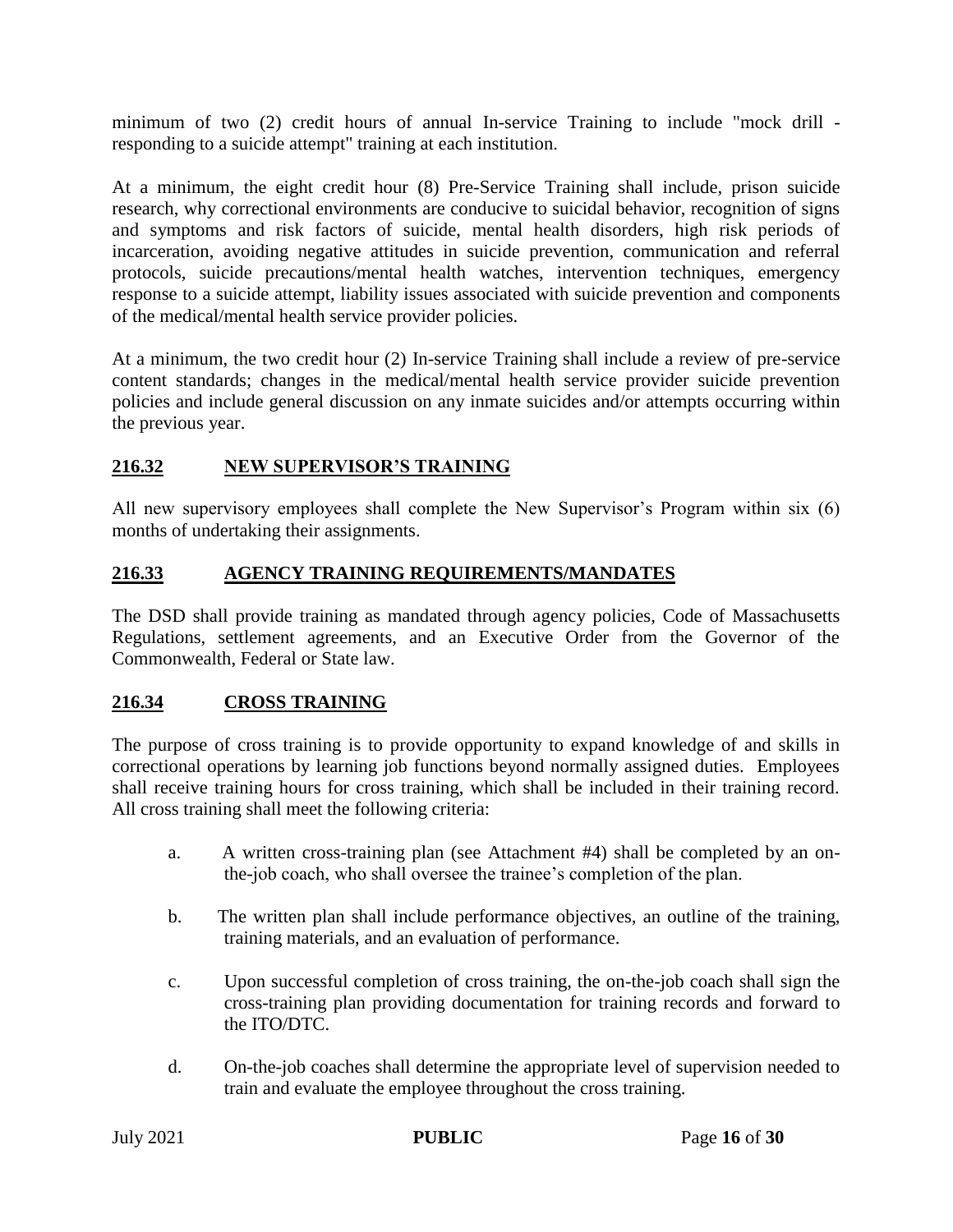minimum of two (2) credit hours of annual In-service Training to include "mock drill - responding to a suicide attempt" training at each institution.

At a minimum, the eight credit hour (8) Pre-Service Training shall include, prison suicide research, why correctional environments are conducive to suicidal behavior, recognition of signs and symptoms and risk factors of suicide, mental health disorders, high risk periods of incarceration, avoiding negative attitudes in suicide prevention, communication and referral protocols, suicide precautions/mental health watches, intervention techniques, emergency response to a suicide attempt, liability issues associated with suicide prevention and components of the medical/mental health service provider policies.

At a minimum, the two credit hour (2) In-service Training shall include a review of pre-service content standards; changes in the medical/mental health service provider suicide prevention policies and include general discussion on any inmate suicides and/or attempts occurring within the previous year.

## 216.32 NEW SUPERVISOR'S TRAINING

All new supervisory employees shall complete the New Supervisor's Program within six (6) months of undertaking their assignments.

## 216.33 AGENCY TRAINING REQUIREMENTS/MANDATES

The DSD shall provide training as mandated through agency policies, Code of Massachusetts Regulations, settlement agreements, and an Executive Order from the Governor of the Commonwealth, Federal or State law.

## 216.34 CROSS TRAINING

The purpose of cross training is to provide opportunity to expand knowledge of and skills in correctional operations by learning job functions beyond normally assigned duties. Employees shall receive training hours for cross training, which shall be included in their training record. All cross training shall meet the following criteria:

a. A written cross-training plan (see Attachment #4) shall be completed by an on-the-job coach, who shall oversee the trainee's completion of the plan.

b. The written plan shall include performance objectives, an outline of the training, training materials, and an evaluation of performance.

c. Upon successful completion of cross training, the on-the-job coach shall sign the cross-training plan providing documentation for training records and forward to the ITO/DTC.

d. On-the-job coaches shall determine the appropriate level of supervision needed to train and evaluate the employee throughout the cross training.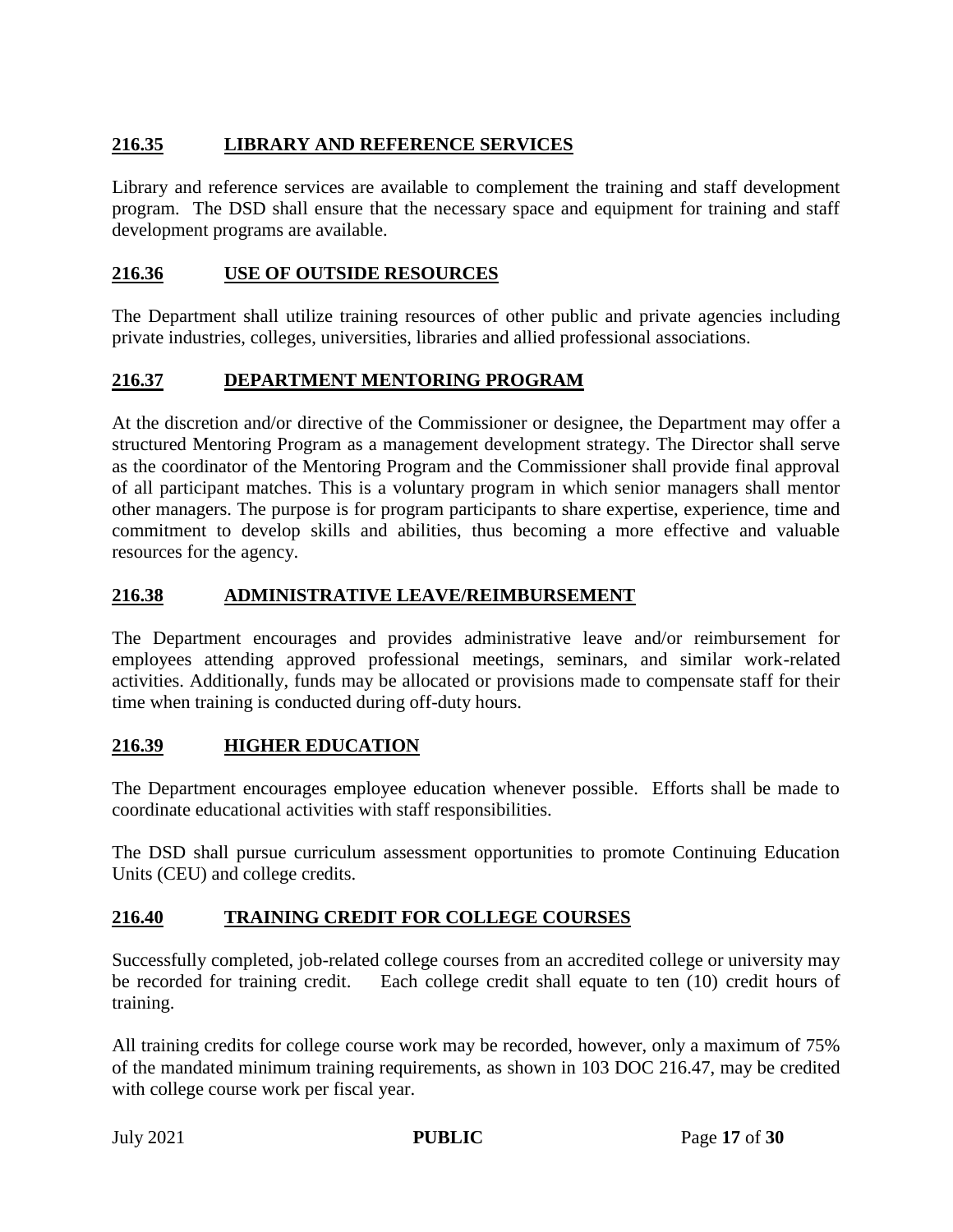## **216.35 LIBRARY AND REFERENCE SERVICES**

Library and reference services are available to complement the training and staff development program. The DSD shall ensure that the necessary space and equipment for training and staff development programs are available.

## **216.36 USE OF OUTSIDE RESOURCES**

The Department shall utilize training resources of other public and private agencies including private industries, colleges, universities, libraries and allied professional associations.

## **216.37 DEPARTMENT MENTORING PROGRAM**

At the discretion and/or directive of the Commissioner or designee, the Department may offer a structured Mentoring Program as a management development strategy. The Director shall serve as the coordinator of the Mentoring Program and the Commissioner shall provide final approval of all participant matches. This is a voluntary program in which senior managers shall mentor other managers. The purpose is for program participants to share expertise, experience, time and commitment to develop skills and abilities, thus becoming a more effective and valuable resources for the agency.

## **216.38 ADMINISTRATIVE LEAVE/REIMBURSEMENT**

The Department encourages and provides administrative leave and/or reimbursement for employees attending approved professional meetings, seminars, and similar work-related activities. Additionally, funds may be allocated or provisions made to compensate staff for their time when training is conducted during off-duty hours.

## **216.39 HIGHER EDUCATION**

The Department encourages employee education whenever possible. Efforts shall be made to coordinate educational activities with staff responsibilities.

The DSD shall pursue curriculum assessment opportunities to promote Continuing Education Units (CEU) and college credits.

## **216.40 TRAINING CREDIT FOR COLLEGE COURSES**

Successfully completed, job-related college courses from an accredited college or university may be recorded for training credit. Each college credit shall equate to ten (10) credit hours of training.

All training credits for college course work may be recorded, however, only a maximum of 75% of the mandated minimum training requirements, as shown in 103 DOC 216.47, may be credited with college course work per fiscal year.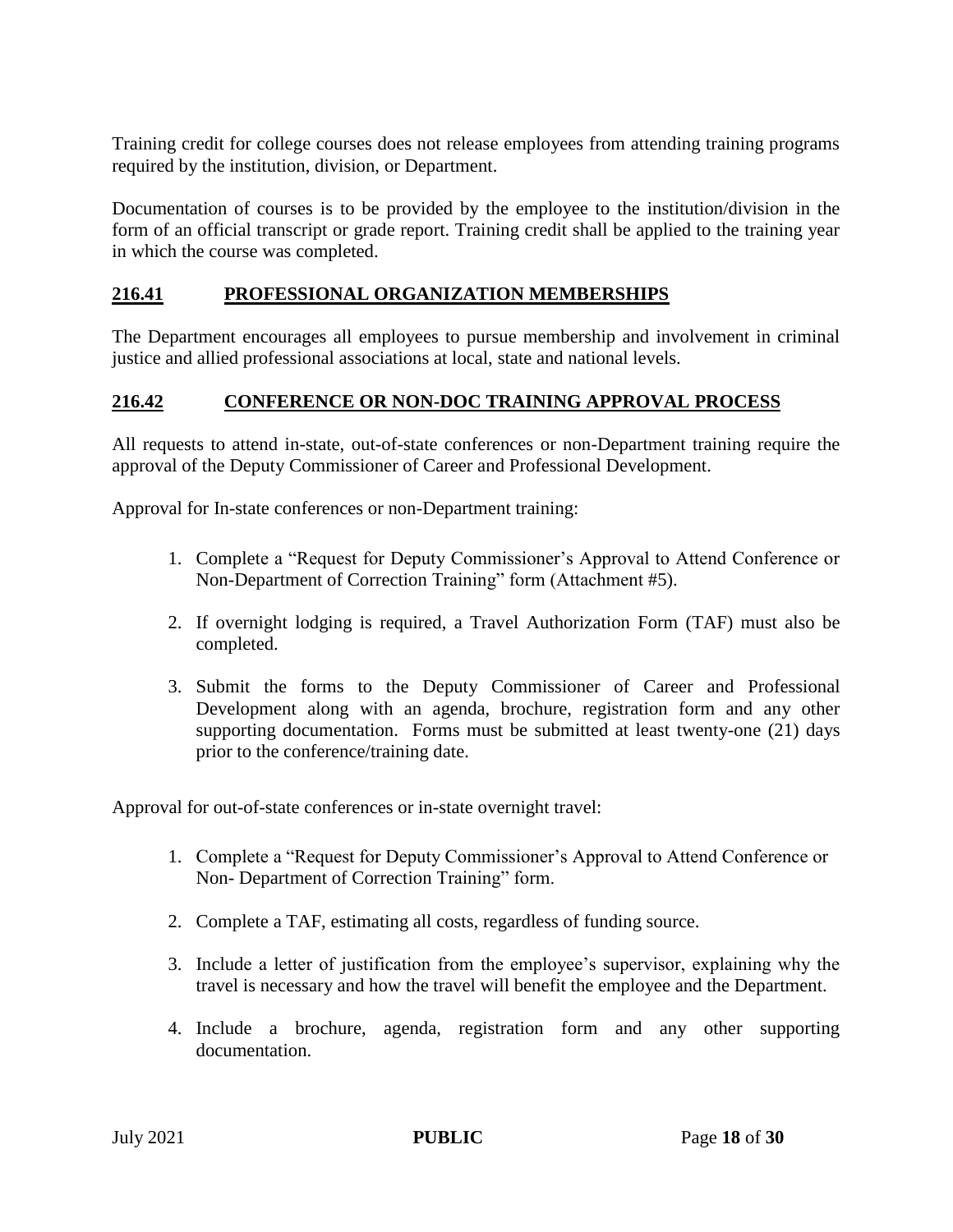Training credit for college courses does not release employees from attending training programs required by the institution, division, or Department.

Documentation of courses is to be provided by the employee to the institution/division in the form of an official transcript or grade report. Training credit shall be applied to the training year in which the course was completed.

## 216.41 PROFESSIONAL ORGANIZATION MEMBERSHIPS

The Department encourages all employees to pursue membership and involvement in criminal justice and allied professional associations at local, state and national levels.

## 216.42 CONFERENCE OR NON-DOC TRAINING APPROVAL PROCESS

All requests to attend in-state, out-of-state conferences or non-Department training require the approval of the Deputy Commissioner of Career and Professional Development.

Approval for In-state conferences or non-Department training:

1. Complete a "Request for Deputy Commissioner's Approval to Attend Conference or Non-Department of Correction Training" form (Attachment #5).
2. If overnight lodging is required, a Travel Authorization Form (TAF) must also be completed.
3. Submit the forms to the Deputy Commissioner of Career and Professional Development along with an agenda, brochure, registration form and any other supporting documentation. Forms must be submitted at least twenty-one (21) days prior to the conference/training date.

Approval for out-of-state conferences or in-state overnight travel:

1. Complete a "Request for Deputy Commissioner's Approval to Attend Conference or Non- Department of Correction Training" form.
2. Complete a TAF, estimating all costs, regardless of funding source.
3. Include a letter of justification from the employee's supervisor, explaining why the travel is necessary and how the travel will benefit the employee and the Department.
4. Include a brochure, agenda, registration form and any other supporting documentation.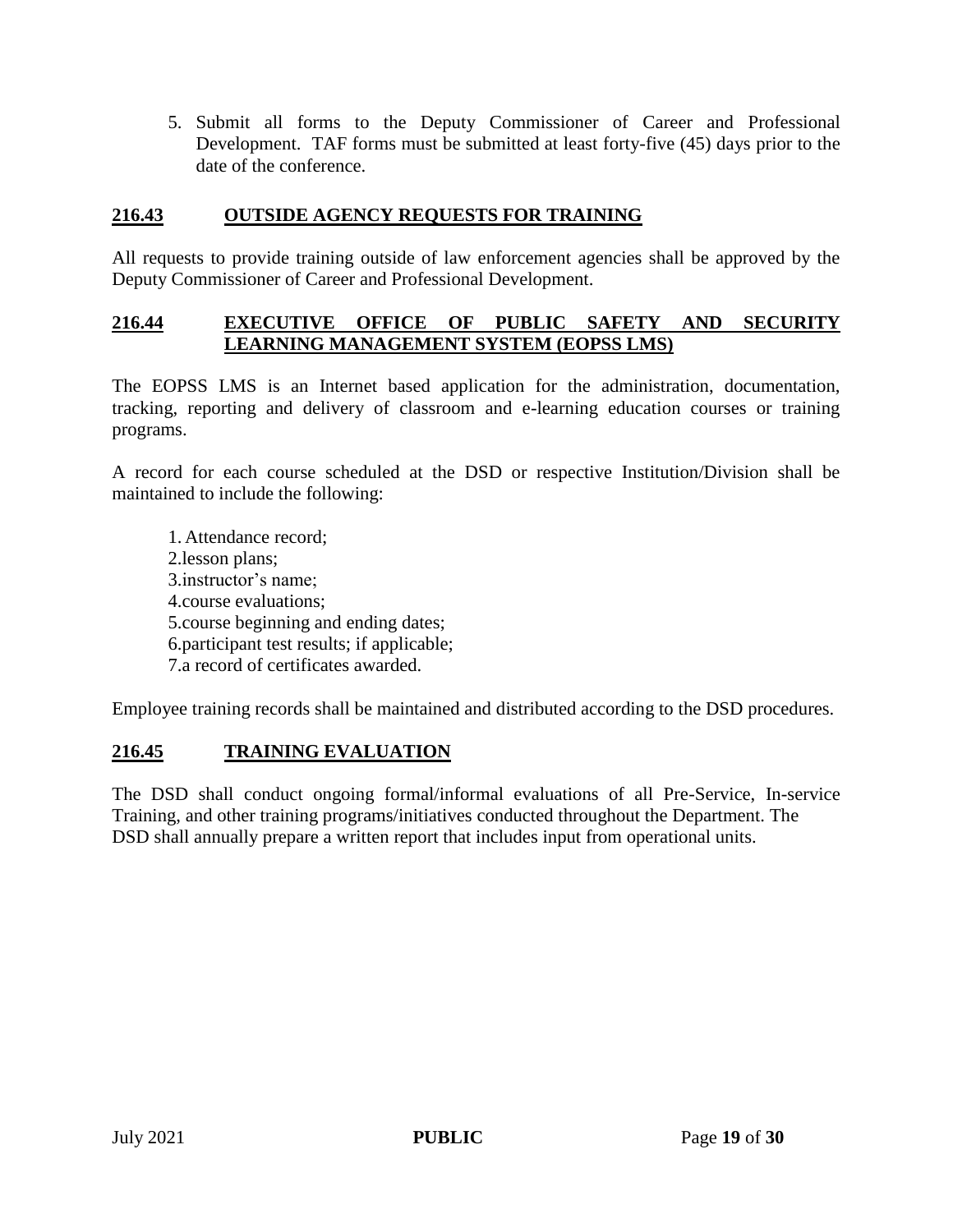5. Submit all forms to the Deputy Commissioner of Career and Professional Development. TAF forms must be submitted at least forty-five (45) days prior to the date of the conference.

## 216.43 OUTSIDE AGENCY REQUESTS FOR TRAINING

All requests to provide training outside of law enforcement agencies shall be approved by the Deputy Commissioner of Career and Professional Development.

## 216.44 EXECUTIVE OFFICE OF PUBLIC SAFETY AND SECURITY LEARNING MANAGEMENT SYSTEM (EOPSS LMS)

The EOPSS LMS is an Internet based application for the administration, documentation, tracking, reporting and delivery of classroom and e-learning education courses or training programs.

A record for each course scheduled at the DSD or respective Institution/Division shall be maintained to include the following:

1. Attendance record;
2. lesson plans;
3. instructor's name;
4. course evaluations;
5. course beginning and ending dates;
6. participant test results; if applicable;
7. a record of certificates awarded.

Employee training records shall be maintained and distributed according to the DSD procedures.

## 216.45 TRAINING EVALUATION

The DSD shall conduct ongoing formal/informal evaluations of all Pre-Service, In-service Training, and other training programs/initiatives conducted throughout the Department. The DSD shall annually prepare a written report that includes input from operational units.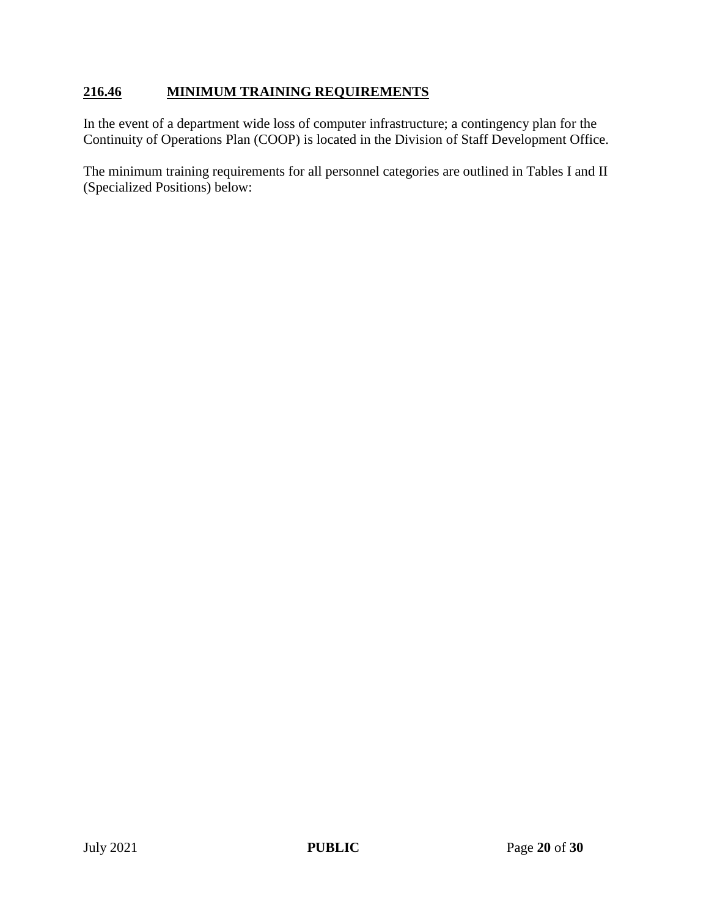## 216.46 MINIMUM TRAINING REQUIREMENTS

In the event of a department wide loss of computer infrastructure; a contingency plan for the Continuity of Operations Plan (COOP) is located in the Division of Staff Development Office.

The minimum training requirements for all personnel categories are outlined in Tables I and II (Specialized Positions) below: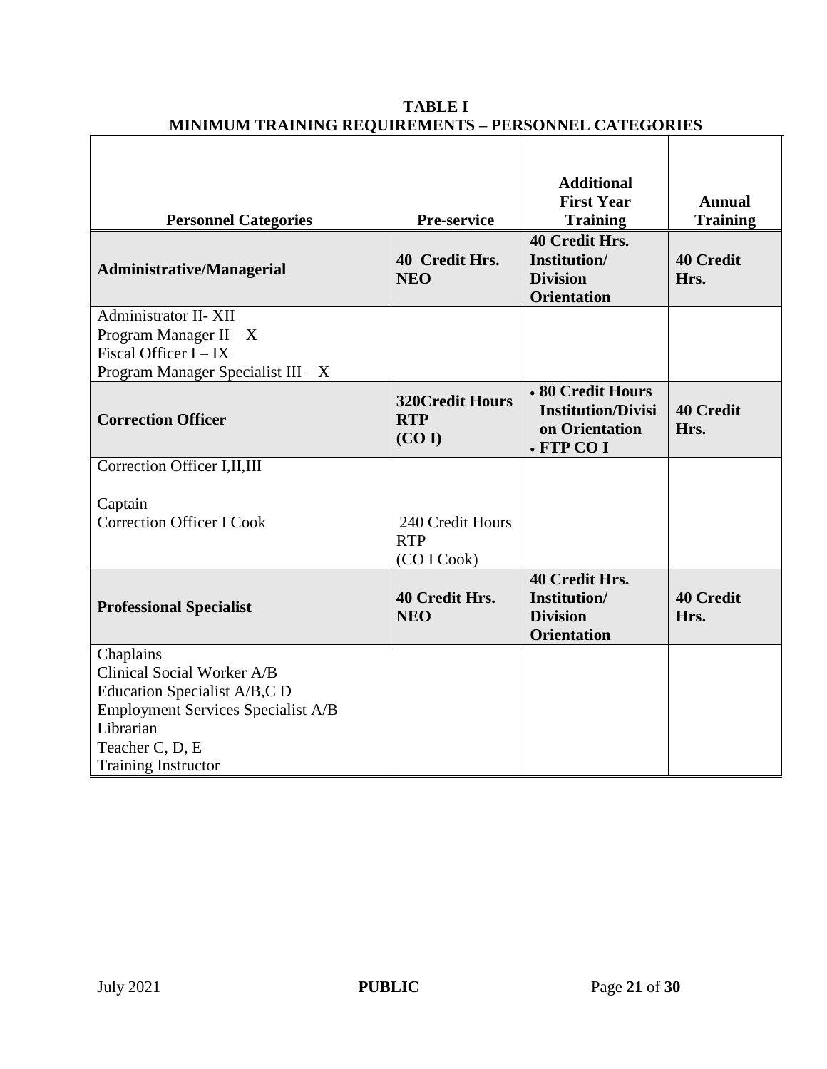**TABLE I**
**MINIMUM TRAINING REQUIREMENTS – PERSONNEL CATEGORIES**

| Personnel Categories | Pre-service | Additional First Year Training | Annual Training |
|---|---|---|---|
| **Administrative/Managerial** | **40 Credit Hrs. NEO** | **40 Credit Hrs. Institution/ Division Orientation** | **40 Credit Hrs.** |
| Administrator II- XII<br>Program Manager II – X<br>Fiscal Officer I – IX<br>Program Manager Specialist III – X | | | |
| **Correction Officer** | **320Credit Hours RTP (CO I)** | **• 80 Credit Hours Institution/Division Orientation<br>• FTP CO I** | **40 Credit Hrs.** |
| Correction Officer I,II,III<br><br>Captain<br>Correction Officer I Cook | 240 Credit Hours RTP (CO I Cook) | | |
| **Professional Specialist** | **40 Credit Hrs. NEO** | **40 Credit Hrs. Institution/ Division Orientation** | **40 Credit Hrs.** |
| Chaplains<br>Clinical Social Worker A/B<br>Education Specialist A/B,C D<br>Employment Services Specialist A/B<br>Librarian<br>Teacher C, D, E<br>Training Instructor | | | |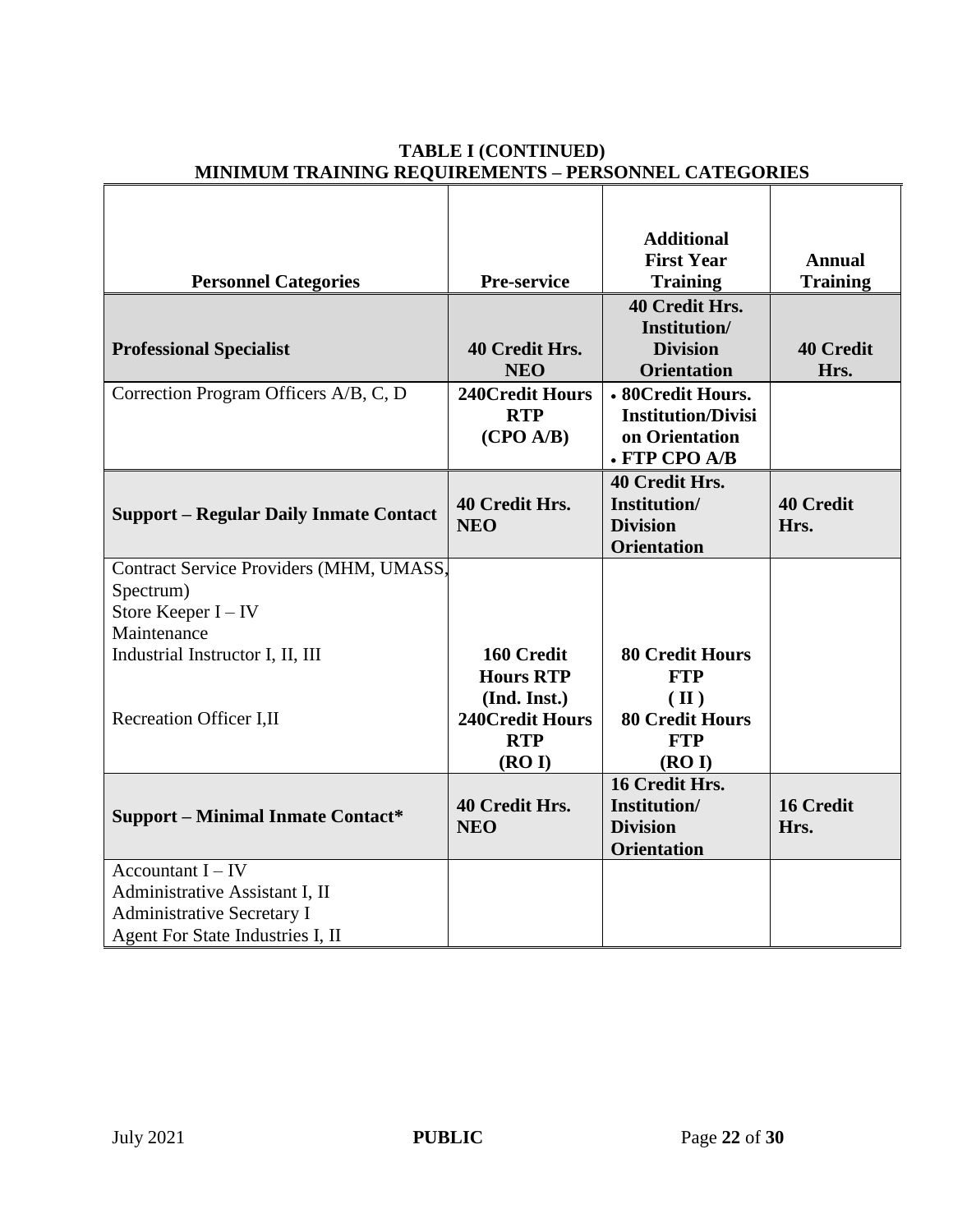**TABLE I (CONTINUED)**
**MINIMUM TRAINING REQUIREMENTS – PERSONNEL CATEGORIES**

| Personnel Categories | Pre-service | Additional First Year Training | Annual Training |
|---|---|---|---|
| **Professional Specialist** | **40 Credit Hrs. NEO** | **40 Credit Hrs. Institution/ Division Orientation** | **40 Credit Hrs.** |
| Correction Program Officers A/B, C, D | **240Credit Hours RTP (CPO A/B)** | • **80Credit Hours. Institution/Division Orientation**<br>• **FTP CPO A/B** | |
| **Support – Regular Daily Inmate Contact** | **40 Credit Hrs. NEO** | **40 Credit Hrs. Institution/ Division Orientation** | **40 Credit Hrs.** |
| Contract Service Providers (MHM, UMASS, Spectrum)<br>Store Keeper I – IV<br>Maintenance<br>Industrial Instructor I, II, III<br>Recreation Officer I,II | **160 Credit Hours RTP (Ind. Inst.)**<br>**240Credit Hours RTP (RO I)** | **80 Credit Hours FTP ( II )**<br>**80 Credit Hours FTP (RO I)** | |
| **Support – Minimal Inmate Contact*** | **40 Credit Hrs. NEO** | **16 Credit Hrs. Institution/ Division Orientation** | **16 Credit Hrs.** |
| Accountant I – IV<br>Administrative Assistant I, II<br>Administrative Secretary I<br>Agent For State Industries I, II | | | |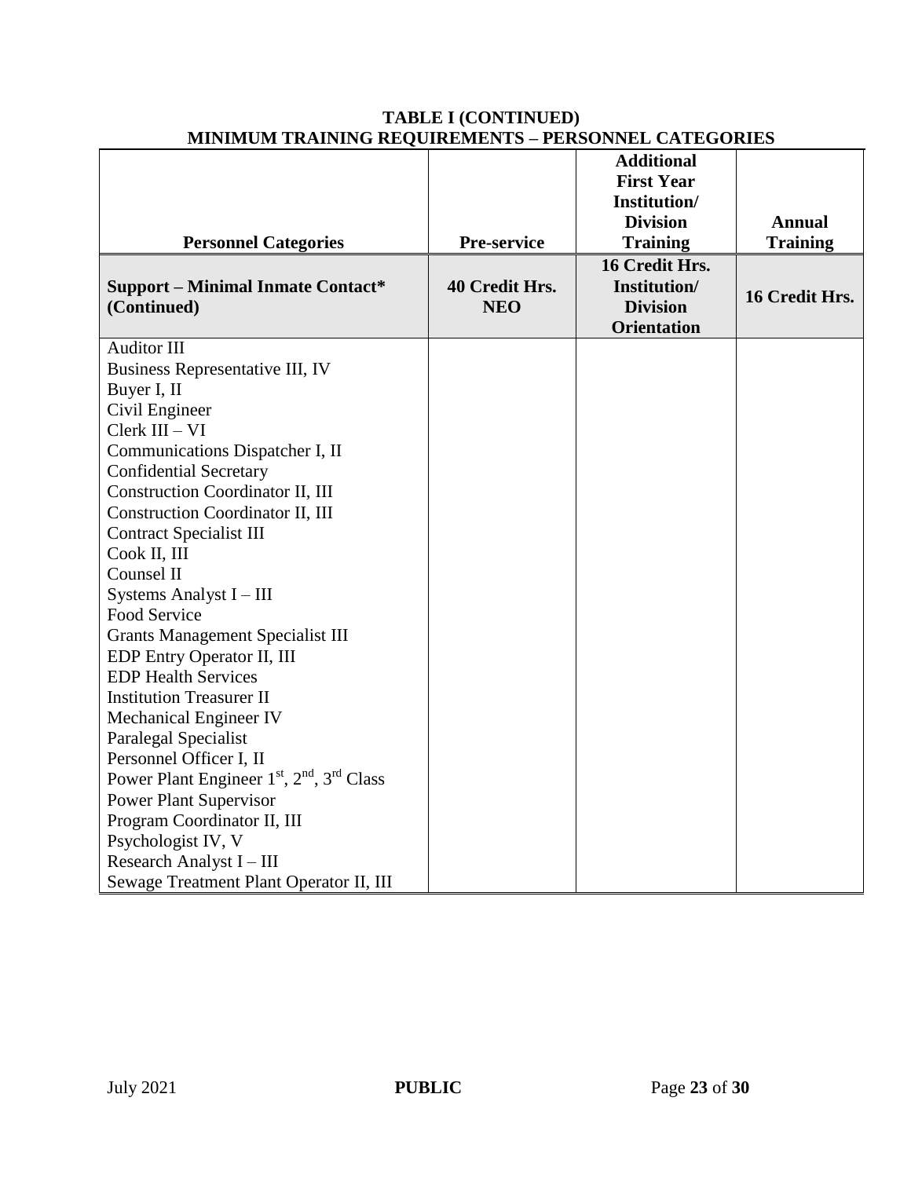**TABLE I (CONTINUED)**
**MINIMUM TRAINING REQUIREMENTS – PERSONNEL CATEGORIES**

| Personnel Categories | Pre-service | Additional First Year Institution/ Division Training | Annual Training |
|---|---|---|---|
| **Support – Minimal Inmate Contact* (Continued)** | **40 Credit Hrs. NEO** | **16 Credit Hrs. Institution/ Division Orientation** | **16 Credit Hrs.** |
| Auditor III | | | |
| Business Representative III, IV | | | |
| Buyer I, II | | | |
| Civil Engineer | | | |
| Clerk III – VI | | | |
| Communications Dispatcher I, II | | | |
| Confidential Secretary | | | |
| Construction Coordinator II, III | | | |
| Construction Coordinator II, III | | | |
| Contract Specialist III | | | |
| Cook II, III | | | |
| Counsel II | | | |
| Systems Analyst I – III | | | |
| Food Service | | | |
| Grants Management Specialist III | | | |
| EDP Entry Operator II, III | | | |
| EDP Health Services | | | |
| Institution Treasurer II | | | |
| Mechanical Engineer IV | | | |
| Paralegal Specialist | | | |
| Personnel Officer I, II | | | |
| Power Plant Engineer 1st, 2nd, 3rd Class | | | |
| Power Plant Supervisor | | | |
| Program Coordinator II, III | | | |
| Psychologist IV, V | | | |
| Research Analyst I – III | | | |
| Sewage Treatment Plant Operator II, III | | | |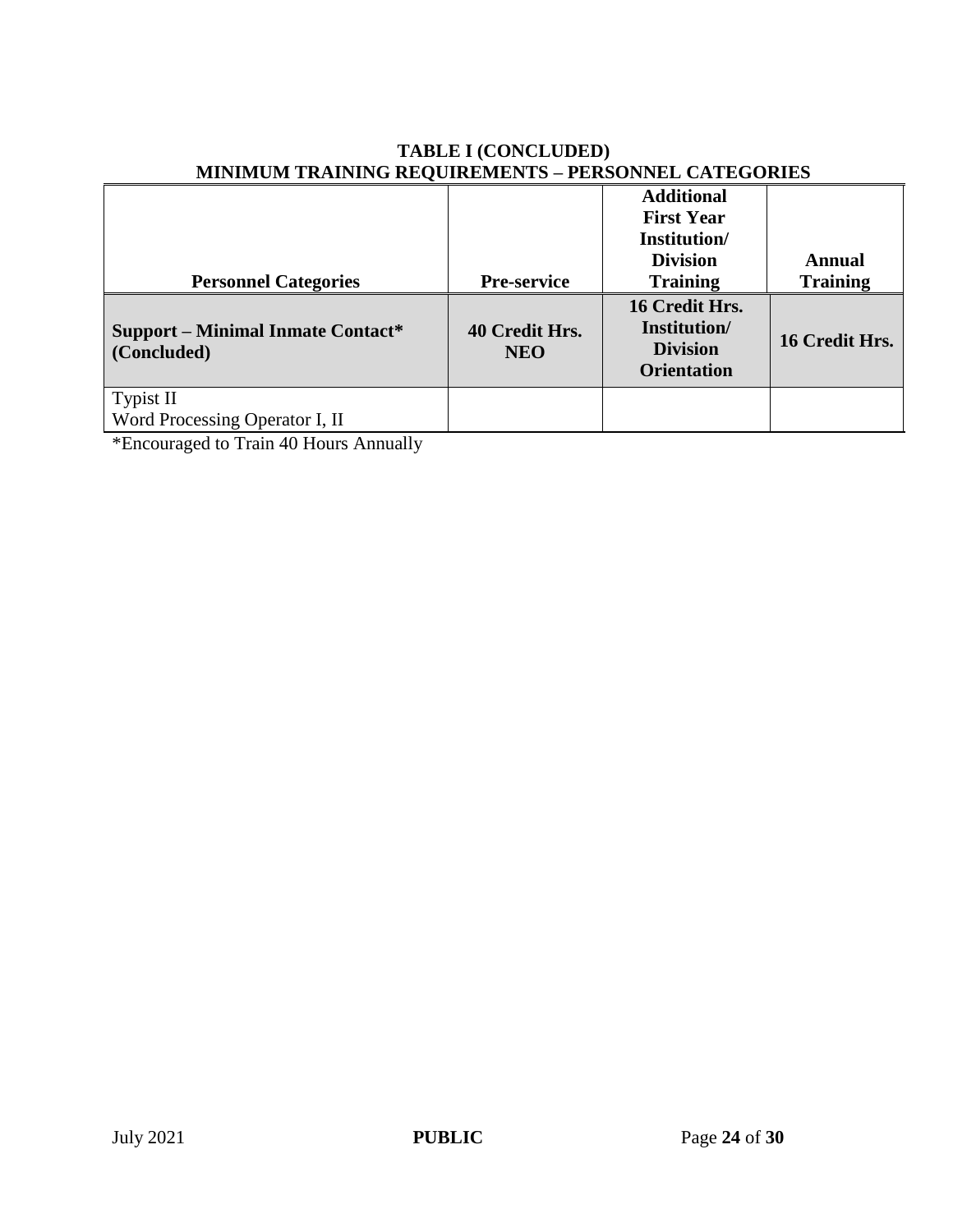**TABLE I (CONCLUDED)**
**MINIMUM TRAINING REQUIREMENTS – PERSONNEL CATEGORIES**

| Personnel Categories | Pre-service | Additional First Year Institution/ Division Training | Annual Training |
|---|---|---|---|
| **Support – Minimal Inmate Contact* (Concluded)** | **40 Credit Hrs. NEO** | **16 Credit Hrs. Institution/ Division Orientation** | **16 Credit Hrs.** |
| Typist II<br>Word Processing Operator I, II | | | |

*Encouraged to Train 40 Hours Annually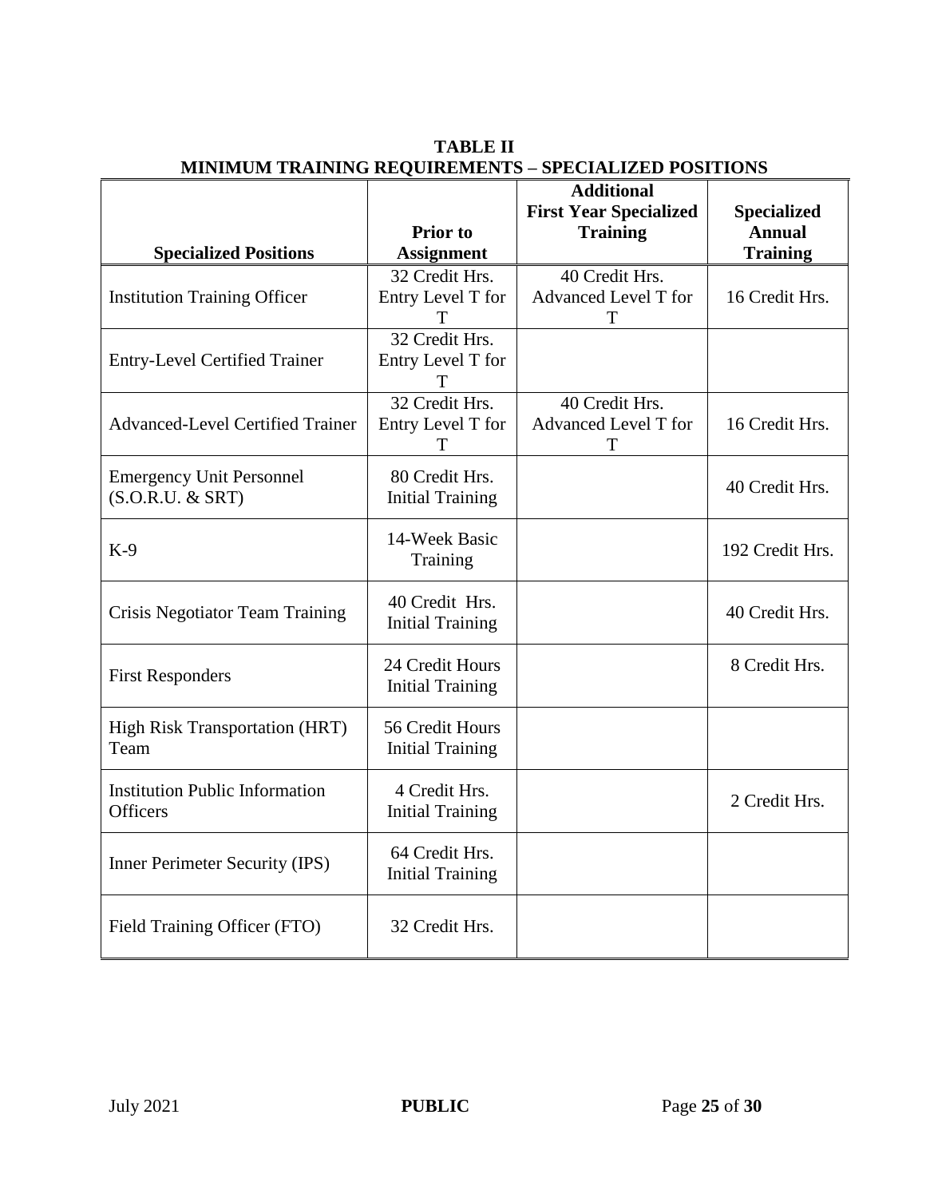**TABLE II**
**MINIMUM TRAINING REQUIREMENTS – SPECIALIZED POSITIONS**

| Specialized Positions | Prior to Assignment | Additional First Year Specialized Training | Specialized Annual Training |
|---|---|---|---|
| Institution Training Officer | 32 Credit Hrs. Entry Level T for T | 40 Credit Hrs. Advanced Level T for T | 16 Credit Hrs. |
| Entry-Level Certified Trainer | 32 Credit Hrs. Entry Level T for T | | |
| Advanced-Level Certified Trainer | 32 Credit Hrs. Entry Level T for T | 40 Credit Hrs. Advanced Level T for T | 16 Credit Hrs. |
| Emergency Unit Personnel (S.O.R.U. & SRT) | 80 Credit Hrs. Initial Training | | 40 Credit Hrs. |
| K-9 | 14-Week Basic Training | | 192 Credit Hrs. |
| Crisis Negotiator Team Training | 40 Credit Hrs. Initial Training | | 40 Credit Hrs. |
| First Responders | 24 Credit Hours Initial Training | | 8 Credit Hrs. |
| High Risk Transportation (HRT) Team | 56 Credit Hours Initial Training | | |
| Institution Public Information Officers | 4 Credit Hrs. Initial Training | | 2 Credit Hrs. |
| Inner Perimeter Security (IPS) | 64 Credit Hrs. Initial Training | | |
| Field Training Officer (FTO) | 32 Credit Hrs. | | |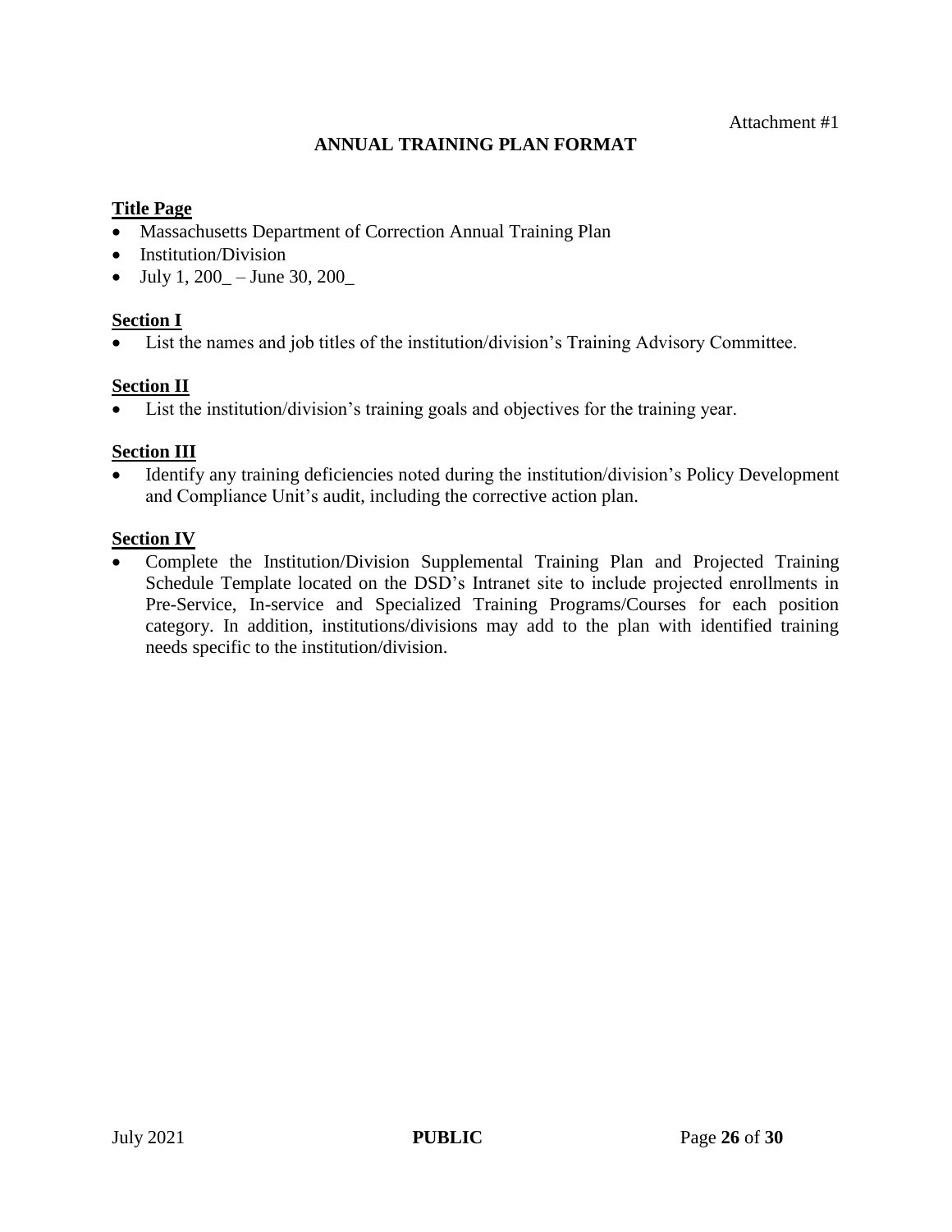Attachment #1

## ANNUAL TRAINING PLAN FORMAT

**Title Page**

- Massachusetts Department of Correction Annual Training Plan
- Institution/Division
- July 1, 200_ – June 30, 200_

**Section I**

- List the names and job titles of the institution/division's Training Advisory Committee.

**Section II**

- List the institution/division's training goals and objectives for the training year.

**Section III**

- Identify any training deficiencies noted during the institution/division's Policy Development and Compliance Unit's audit, including the corrective action plan.

**Section IV**

- Complete the Institution/Division Supplemental Training Plan and Projected Training Schedule Template located on the DSD's Intranet site to include projected enrollments in Pre-Service, In-service and Specialized Training Programs/Courses for each position category. In addition, institutions/divisions may add to the plan with identified training needs specific to the institution/division.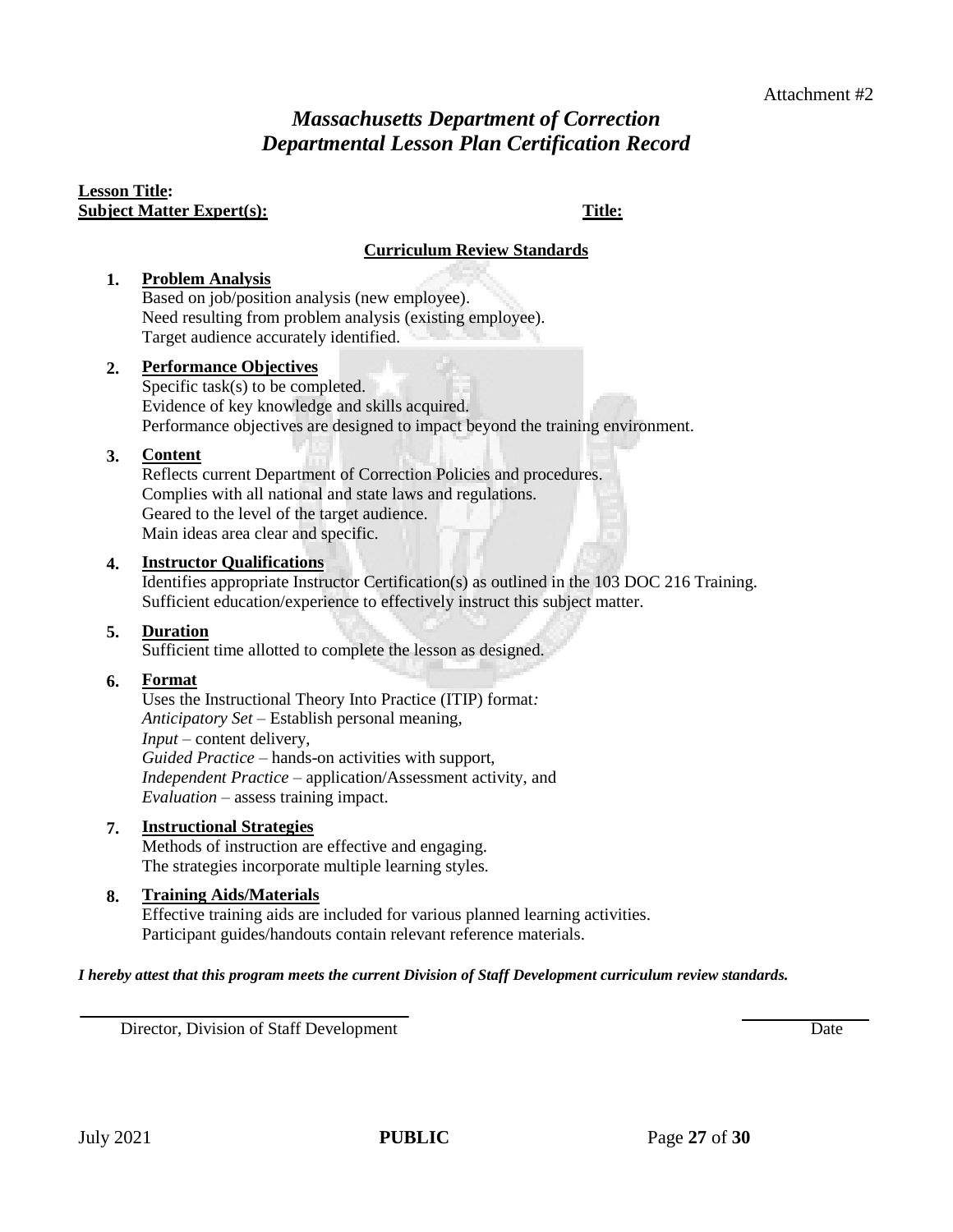Attachment #2

# *Massachusetts Department of Correction*
# *Departmental Lesson Plan Certification Record*

**Lesson Title:**
**Subject Matter Expert(s):** **Title:**

## Curriculum Review Standards

1. **Problem Analysis**
   Based on job/position analysis (new employee).
   Need resulting from problem analysis (existing employee).
   Target audience accurately identified.

2. **Performance Objectives**
   Specific task(s) to be completed.
   Evidence of key knowledge and skills acquired.
   Performance objectives are designed to impact beyond the training environment.

3. **Content**
   Reflects current Department of Correction Policies and procedures.
   Complies with all national and state laws and regulations.
   Geared to the level of the target audience.
   Main ideas area clear and specific.

4. **Instructor Qualifications**
   Identifies appropriate Instructor Certification(s) as outlined in the 103 DOC 216 Training.
   Sufficient education/experience to effectively instruct this subject matter.

5. **Duration**
   Sufficient time allotted to complete the lesson as designed.

6. **Format**
   Uses the Instructional Theory Into Practice (ITIP) format*:*
   *Anticipatory Set* – Establish personal meaning,
   *Input* – content delivery,
   *Guided Practice* – hands-on activities with support,
   *Independent Practice* – application/Assessment activity, and
   *Evaluation* – assess training impact.

7. **Instructional Strategies**
   Methods of instruction are effective and engaging.
   The strategies incorporate multiple learning styles.

8. **Training Aids/Materials**
   Effective training aids are included for various planned learning activities.
   Participant guides/handouts contain relevant reference materials.

***I hereby attest that this program meets the current Division of Staff Development curriculum review standards.***

Director, Division of Staff Development                                        Date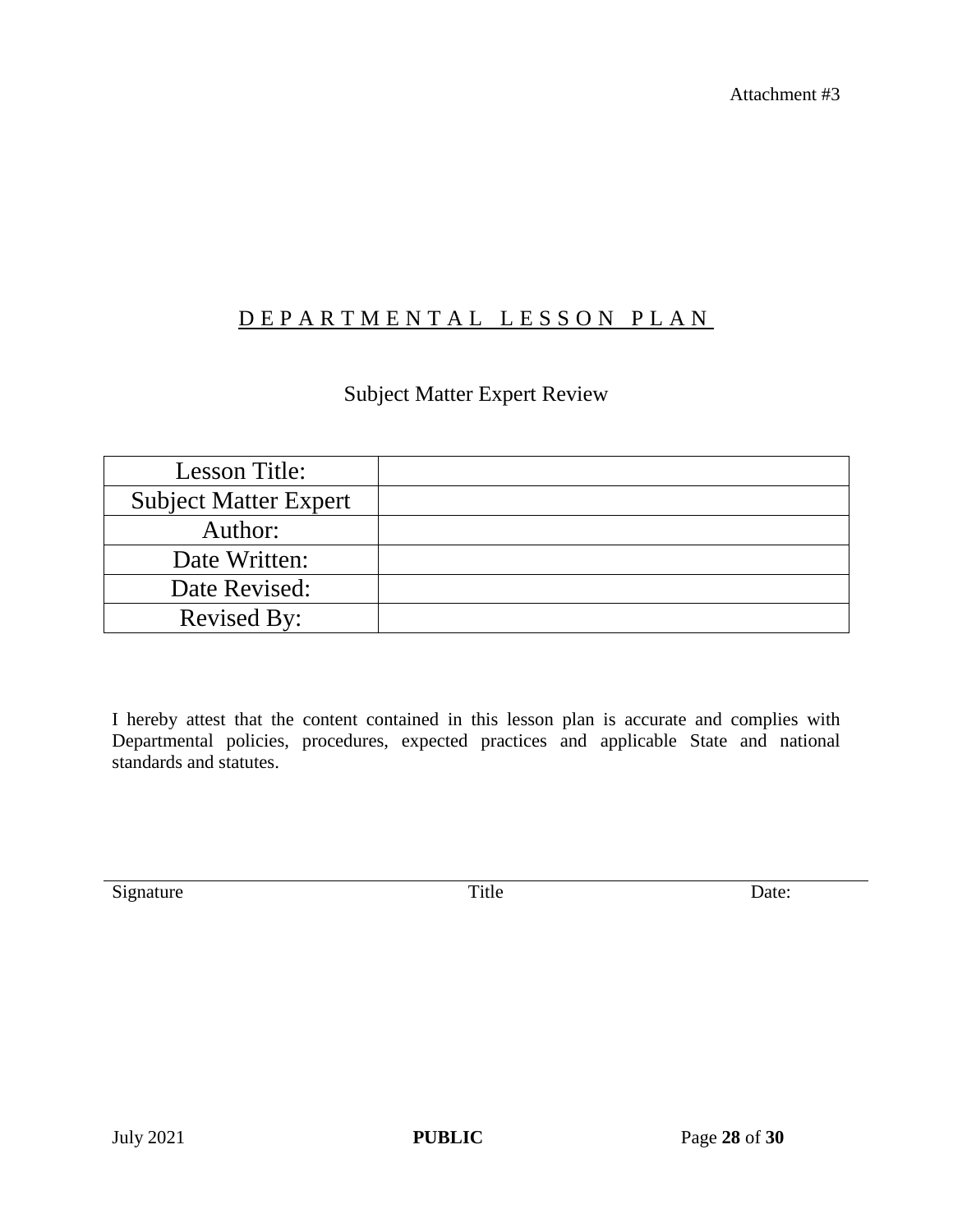Attachment #3

# D E P A R T M E N T A L  L E S S O N  P L A N

## Subject Matter Expert Review

| | |
|---|---|
| Lesson Title: | |
| Subject Matter Expert | |
| Author: | |
| Date Written: | |
| Date Revised: | |
| Revised By: | |

I hereby attest that the content contained in this lesson plan is accurate and complies with Departmental policies, procedures, expected practices and applicable State and national standards and statutes.

Signature | Title | Date: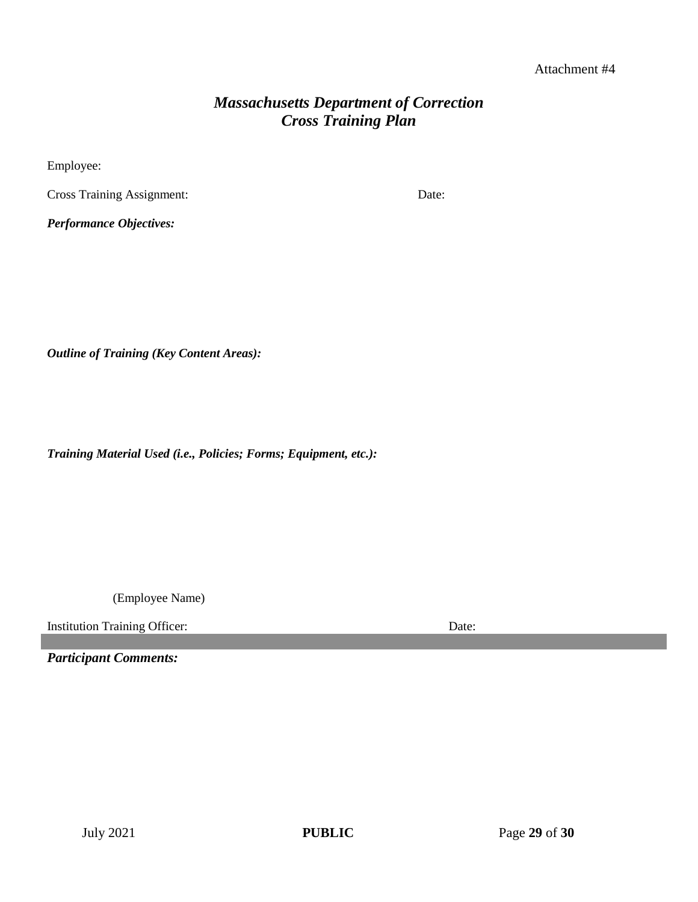Attachment #4

# *Massachusetts Department of Correction*
# *Cross Training Plan*

Employee:

Cross Training Assignment: Date:

***Performance Objectives:***

***Outline of Training (Key Content Areas):***

***Training Material Used (i.e., Policies; Forms; Equipment, etc.):***

(Employee Name)

Institution Training Officer: Date:

---

***Participant Comments:***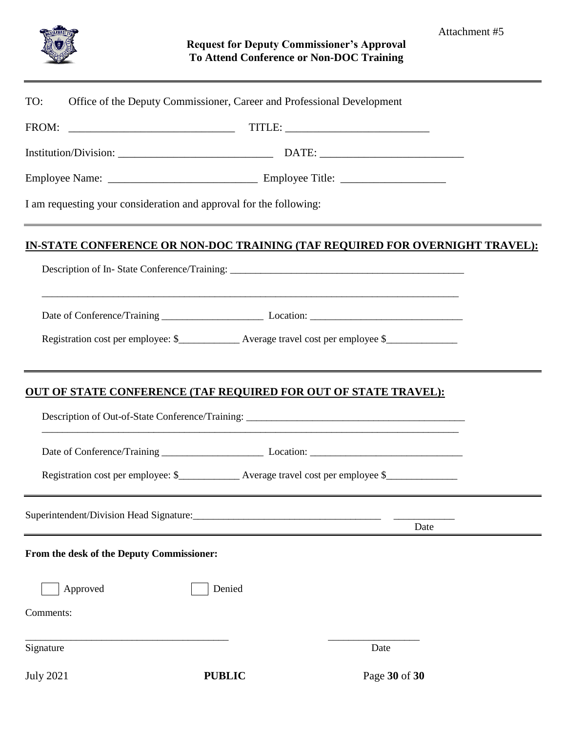Attachment #5

# Request for Deputy Commissioner's Approval To Attend Conference or Non-DOC Training

TO: Office of the Deputy Commissioner, Career and Professional Development

FROM: ______________________________ TITLE: __________________________

Institution/Division: ___________________________ DATE: __________________________

Employee Name: __________________________ Employee Title: ___________________

I am requesting your consideration and approval for the following:

## IN-STATE CONFERENCE OR NON-DOC TRAINING (TAF REQUIRED FOR OVERNIGHT TRAVEL):

Description of In- State Conference/Training: _______________________________________________

_____________________________________________________________________________________

Date of Conference/Training ____________________ Location: ______________________________

Registration cost per employee: $____________ Average travel cost per employee $______________

## OUT OF STATE CONFERENCE (TAF REQUIRED FOR OUT OF STATE TRAVEL):

Description of Out-of-State Conference/Training: ____________________________________________

_____________________________________________________________________________________

Date of Conference/Training ____________________ Location: ______________________________

Registration cost per employee: $____________ Average travel cost per employee $______________

Superintendent/Division Head Signature:_____________________________________ ____________
Date

**From the desk of the Deputy Commissioner:**

☐ Approved ☐ Denied

Comments:

_______________________________________ __________________
Signature Date